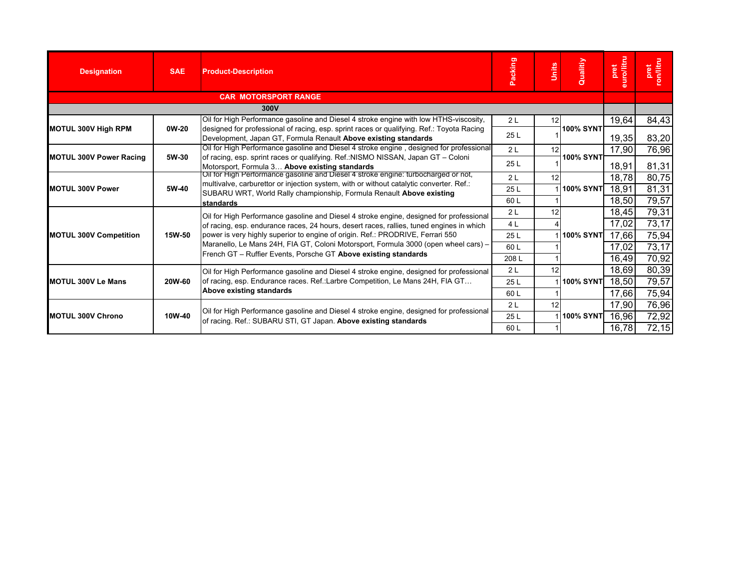| Designation | SAE | Product-Description | Packing | Units | Quality | pret euro/litru | pret ron/litru |
|---|---|---|---|---|---|---|---|
| **CAR MOTORSPORT RANGE** | | | | | | | |
| **300V** | | | | | | | |
| **MOTUL 300V High RPM** | **0W-20** | Oil for High Performance gasoline and Diesel 4 stroke engine with low HTHS-viscosity, designed for professional of racing, esp. sprint races or qualifying. Ref.: Toyota Racing Development, Japan GT, Formula Renault **Above existing standards** | 2 L | 12 | **100% SYNT** | 19,64 | 84,43 |
| | | | 25 L | 1 | | 19,35 | 83,20 |
| **MOTUL 300V Power Racing** | **5W-30** | Oil for High Performance gasoline and Diesel 4 stroke engine , designed for professional of racing, esp. sprint races or qualifying. Ref.:NISMO NISSAN, Japan GT – Coloni Motorsport, Formula 3… **Above existing standards** | 2 L | 12 | **100% SYNT** | 17,90 | 76,96 |
| | | | 25 L | 1 | | 18,91 | 81,31 |
| **MOTUL 300V Power** | **5W-40** | Oil for High Performance gasoline and Diesel 4 stroke engine: turbocharged or not, multivalve, carburettor or injection system, with or without catalytic converter. Ref.: SUBARU WRT, World Rally championship, Formula Renault **Above existing standards** | 2 L | 12 | **100% SYNT** | 18,78 | 80,75 |
| | | | 25 L | 1 | | 18,91 | 81,31 |
| | | | 60 L | 1 | | 18,50 | 79,57 |
| **MOTUL 300V Competition** | **15W-50** | Oil for High Performance gasoline and Diesel 4 stroke engine, designed for professional of racing, esp. endurance races, 24 hours, desert races, rallies, tuned engines in which power is very highly superior to engine of origin. Ref.: PRODRIVE, Ferrari 550 Maranello, Le Mans 24H, FIA GT, Coloni Motorsport, Formula 3000 (open wheel cars) – French GT – Ruffier Events, Porsche GT **Above existing standards** | 2 L | 12 | **100% SYNT** | 18,45 | 79,31 |
| | | | 4 L | 4 | | 17,02 | 73,17 |
| | | | 25 L | 1 | | 17,66 | 75,94 |
| | | | 60 L | 1 | | 17,02 | 73,17 |
| | | | 208 L | 1 | | 16,49 | 70,92 |
| **MOTUL 300V Le Mans** | **20W-60** | Oil for High Performance gasoline and Diesel 4 stroke engine, designed for professional of racing, esp. Endurance races. Ref.:Larbre Competition, Le Mans 24H, FIA GT… **Above existing standards** | 2 L | 12 | **100% SYNT** | 18,69 | 80,39 |
| | | | 25 L | 1 | | 18,50 | 79,57 |
| | | | 60 L | 1 | | 17,66 | 75,94 |
| **MOTUL 300V Chrono** | **10W-40** | Oil for High Performance gasoline and Diesel 4 stroke engine, designed for professional of racing. Ref.: SUBARU STI, GT Japan. **Above existing standards** | 2 L | 12 | **100% SYNT** | 17,90 | 76,96 |
| | | | 25 L | 1 | | 16,96 | 72,92 |
| | | | 60 L | 1 | | 16,78 | 72,15 |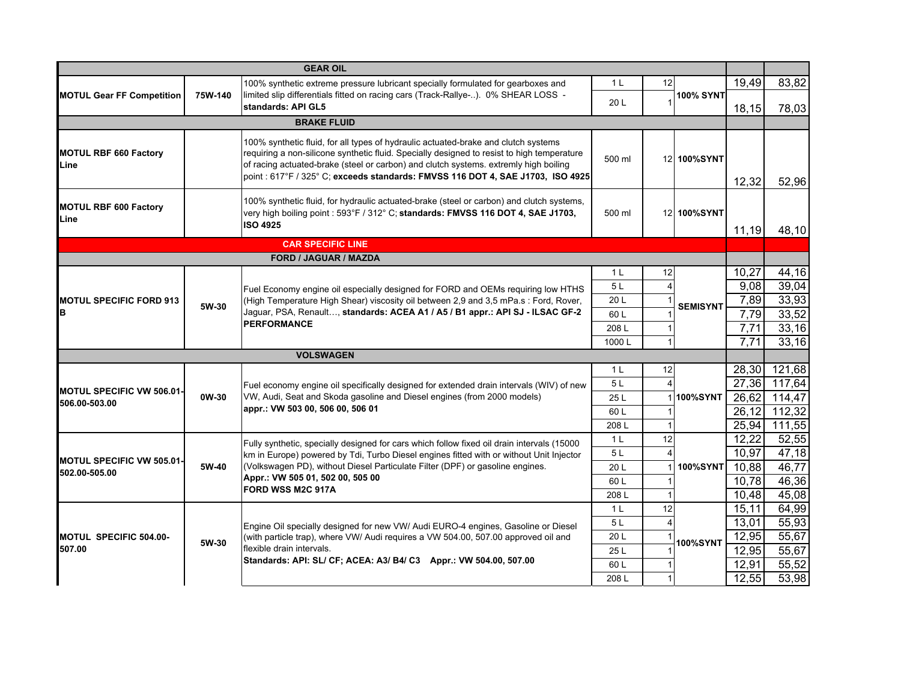| | | | | | | | |
|---|---|---|---|---|---|---|---|
| **GEAR OIL** | | | | | | | |
| **MOTUL Gear FF Competition** | **75W-140** | 100% synthetic extreme pressure lubricant specially formulated for gearboxes and limited slip differentials fitted on racing cars (Track-Rallye-..). 0% SHEAR LOSS - **standards: API GL5** | 1 L | 12 | **100% SYNT** | 19,49 | 83,82 |
| | | | 20 L | 1 | | 18,15 | 78,03 |
| **BRAKE FLUID** | | | | | | | |
| **MOTUL RBF 660 Factory Line** | | 100% synthetic fluid, for all types of hydraulic actuated-brake and clutch systems requiring a non-silicone synthetic fluid. Specially designed to resist to high temperature of racing actuated-brake (steel or carbon) and clutch systems. extremly high boiling point : 617°F / 325° C; **exceeds standards: FMVSS 116 DOT 4, SAE J1703, ISO 4925** | 500 ml | 12 | **100%SYNT** | 12,32 | 52,96 |
| **MOTUL RBF 600 Factory Line** | | 100% synthetic fluid, for hydraulic actuated-brake (steel or carbon) and clutch systems, very high boiling point : 593°F / 312° C; **standards: FMVSS 116 DOT 4, SAE J1703, ISO 4925** | 500 ml | 12 | **100%SYNT** | 11,19 | 48,10 |
| **CAR SPECIFIC LINE** | | | | | | | |
| **FORD / JAGUAR / MAZDA** | | | | | | | |
| **MOTUL SPECIFIC FORD 913 B** | **5W-30** | Fuel Economy engine oil especially designed for FORD and OEMs requiring low HTHS (High Temperature High Shear) viscosity oil between 2,9 and 3,5 mPa.s : Ford, Rover, Jaguar, PSA, Renault…, **standards: ACEA A1 / A5 / B1 appr.: API SJ - ILSAC GF-2 PERFORMANCE** | 1 L | 12 | **SEMISYNT** | 10,27 | 44,16 |
| | | | 5 L | 4 | | 9,08 | 39,04 |
| | | | 20 L | 1 | | 7,89 | 33,93 |
| | | | 60 L | 1 | | 7,79 | 33,52 |
| | | | 208 L | 1 | | 7,71 | 33,16 |
| | | | 1000 L | 1 | | 7,71 | 33,16 |
| **VOLSWAGEN** | | | | | | | |
| **MOTUL SPECIFIC VW 506.01-506.00-503.00** | **0W-30** | Fuel economy engine oil specifically designed for extended drain intervals (WIV) of new VW, Audi, Seat and Skoda gasoline and Diesel engines (from 2000 models) **appr.: VW 503 00, 506 00, 506 01** | 1 L | 12 | **100%SYNT** | 28,30 | 121,68 |
| | | | 5 L | 4 | | 27,36 | 117,64 |
| | | | 25 L | 1 | | 26,62 | 114,47 |
| | | | 60 L | 1 | | 26,12 | 112,32 |
| | | | 208 L | 1 | | 25,94 | 111,55 |
| **MOTUL SPECIFIC VW 505.01-502.00-505.00** | **5W-40** | Fully synthetic, specially designed for cars which follow fixed oil drain intervals (15000 km in Europe) powered by Tdi, Turbo Diesel engines fitted with or without Unit Injector (Volkswagen PD), without Diesel Particulate Filter (DPF) or gasoline engines. **Appr.: VW 505 01, 502 00, 505 00 FORD WSS M2C 917A** | 1 L | 12 | **100%SYNT** | 12,22 | 52,55 |
| | | | 5 L | 4 | | 10,97 | 47,18 |
| | | | 20 L | 1 | | 10,88 | 46,77 |
| | | | 60 L | 1 | | 10,78 | 46,36 |
| | | | 208 L | 1 | | 10,48 | 45,08 |
| **MOTUL SPECIFIC 504.00-507.00** | **5W-30** | Engine Oil specially designed for new VW/ Audi EURO-4 engines, Gasoline or Diesel (with particle trap), where VW/ Audi requires a VW 504.00, 507.00 approved oil and flexible drain intervals. **Standards: API: SL/ CF; ACEA: A3/ B4/ C3 Appr.: VW 504.00, 507.00** | 1 L | 12 | **100%SYNT** | 15,11 | 64,99 |
| | | | 5 L | 4 | | 13,01 | 55,93 |
| | | | 20 L | 1 | | 12,95 | 55,67 |
| | | | 25 L | 1 | | 12,95 | 55,67 |
| | | | 60 L | 1 | | 12,91 | 55,52 |
| | | | 208 L | 1 | | 12,55 | 53,98 |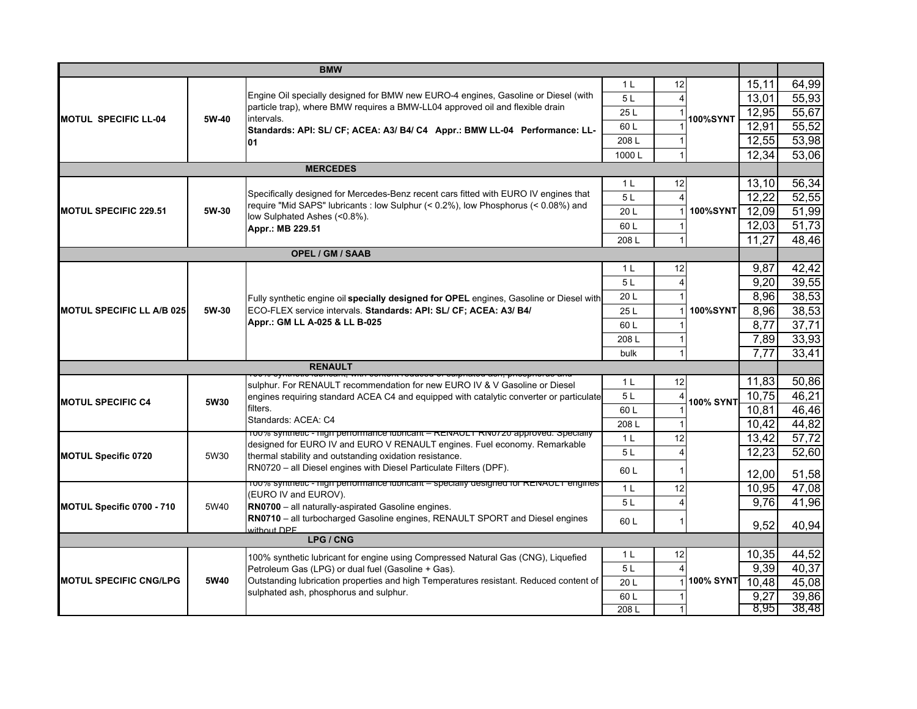| | | | | | | | |
|---|---|---|---|---|---|---|---|
| **BMW** | | | | | | | |
| **MOTUL SPECIFIC LL-04** | **5W-40** | Engine Oil specially designed for BMW new EURO-4 engines, Gasoline or Diesel (with particle trap), where BMW requires a BMW-LL04 approved oil and flexible drain intervals. **Standards: API: SL/ CF; ACEA: A3/ B4/ C4 Appr.: BMW LL-04 Performance: LL-01** | 1 L | 12 | **100%SYNT** | 15,11 | 64,99 |
| | | | 5 L | 4 | | 13,01 | 55,93 |
| | | | 25 L | 1 | | 12,95 | 55,67 |
| | | | 60 L | 1 | | 12,91 | 55,52 |
| | | | 208 L | 1 | | 12,55 | 53,98 |
| | | | 1000 L | 1 | | 12,34 | 53,06 |
| **MERCEDES** | | | | | | | |
| **MOTUL SPECIFIC 229.51** | **5W-30** | Specifically designed for Mercedes-Benz recent cars fitted with EURO IV engines that require "Mid SAPS" lubricants : low Sulphur (< 0.2%), low Phosphorus (< 0.08%) and low Sulphated Ashes (<0.8%). **Appr.: MB 229.51** | 1 L | 12 | **100%SYNT** | 13,10 | 56,34 |
| | | | 5 L | 4 | | 12,22 | 52,55 |
| | | | 20 L | 1 | | 12,09 | 51,99 |
| | | | 60 L | 1 | | 12,03 | 51,73 |
| | | | 208 L | 1 | | 11,27 | 48,46 |
| **OPEL / GM / SAAB** | | | | | | | |
| **MOTUL SPECIFIC LL A/B 025** | **5W-30** | Fully synthetic engine oil **specially designed for OPEL** engines, Gasoline or Diesel with ECO-FLEX service intervals. **Standards: API: SL/ CF; ACEA: A3/ B4/ Appr.: GM LL A-025 & LL B-025** | 1 L | 12 | **100%SYNT** | 9,87 | 42,42 |
| | | | 5 L | 4 | | 9,20 | 39,55 |
| | | | 20 L | 1 | | 8,96 | 38,53 |
| | | | 25 L | 1 | | 8,96 | 38,53 |
| | | | 60 L | 1 | | 8,77 | 37,71 |
| | | | 208 L | 1 | | 7,89 | 33,93 |
| | | | bulk | 1 | | 7,77 | 33,41 |
| **RENAULT** | | | | | | | |
| **MOTUL SPECIFIC C4** | **5W30** | 100% synthetic lubricant, with content reduced of sulphated ash, phosphorus and sulphur. For RENAULT recommendation for new EURO IV & V Gasoline or Diesel engines requiring standard ACEA C4 and equipped with catalytic converter or particulate filters. Standards: ACEA: C4 | 1 L | 12 | **100% SYNT** | 11,83 | 50,86 |
| | | | 5 L | 4 | | 10,75 | 46,21 |
| | | | 60 L | 1 | | 10,81 | 46,46 |
| | | | 208 L | 1 | | 10,42 | 44,82 |
| **MOTUL Specific 0720** | 5W30 | 100% synthetic - high performance lubricant – RENAULT RN0720 approved. Specially designed for EURO IV and EURO V RENAULT engines. Fuel economy. Remarkable thermal stability and outstanding oxidation resistance. RN0720 – all Diesel engines with Diesel Particulate Filters (DPF). | 1 L | 12 | | 13,42 | 57,72 |
| | | | 5 L | 4 | | 12,23 | 52,60 |
| | | | 60 L | 1 | | 12,00 | 51,58 |
| **MOTUL Specific 0700 - 710** | 5W40 | 100% synthetic - high performance lubricant – specially designed for RENAULT engines (EURO IV and EUROV). **RN0700** – all naturally-aspirated Gasoline engines. **RN0710** – all turbocharged Gasoline engines, RENAULT SPORT and Diesel engines without DPF | 1 L | 12 | | 10,95 | 47,08 |
| | | | 5 L | 4 | | 9,76 | 41,96 |
| | | | 60 L | 1 | | 9,52 | 40,94 |
| **LPG / CNG** | | | | | | | |
| **MOTUL SPECIFIC CNG/LPG** | **5W40** | 100% synthetic lubricant for engine using Compressed Natural Gas (CNG), Liquefied Petroleum Gas (LPG) or dual fuel (Gasoline + Gas). Outstanding lubrication properties and high Temperatures resistant. Reduced content of sulphated ash, phosphorus and sulphur. | 1 L | 12 | **100% SYNT** | 10,35 | 44,52 |
| | | | 5 L | 4 | | 9,39 | 40,37 |
| | | | 20 L | 1 | | 10,48 | 45,08 |
| | | | 60 L | 1 | | 9,27 | 39,86 |
| | | | 208 L | 1 | | 8,95 | 38,48 |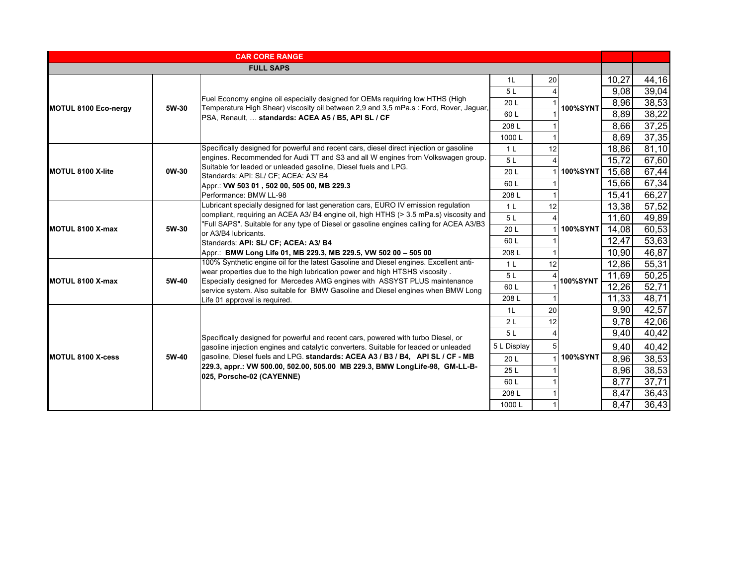| CAR CORE RANGE | | | | | | | |
|---|---|---|---|---|---|---|---|
| FULL SAPS | | | | | | | |
| MOTUL 8100 Eco-nergy | 5W-30 | Fuel Economy engine oil especially designed for OEMs requiring low HTHS (High Temperature High Shear) viscosity oil between 2,9 and 3,5 mPa.s : Ford, Rover, Jaguar, PSA, Renault, … **standards: ACEA A5 / B5, API SL / CF** | 1L | 20 | 100%SYNT | 10,27 | 44,16 |
| | | | 5 L | 4 | | 9,08 | 39,04 |
| | | | 20 L | 1 | | 8,96 | 38,53 |
| | | | 60 L | 1 | | 8,89 | 38,22 |
| | | | 208 L | 1 | | 8,66 | 37,25 |
| | | | 1000 L | 1 | | 8,69 | 37,35 |
| MOTUL 8100 X-lite | 0W-30 | Specifically designed for powerful and recent cars, diesel direct injection or gasoline engines. Recommended for Audi TT and S3 and all W engines from Volkswagen group. Suitable for leaded or unleaded gasoline, Diesel fuels and LPG. Standards: API: SL/ CF; ACEA: A3/ B4 Appr.: **VW 503 01 , 502 00, 505 00, MB 229.3** Performance: BMW LL-98 | 1 L | 12 | 100%SYNT | 18,86 | 81,10 |
| | | | 5 L | 4 | | 15,72 | 67,60 |
| | | | 20 L | 1 | | 15,68 | 67,44 |
| | | | 60 L | 1 | | 15,66 | 67,34 |
| | | | 208 L | 1 | | 15,41 | 66,27 |
| MOTUL 8100 X-max | 5W-30 | Lubricant specially designed for last generation cars, EURO IV emission regulation compliant, requiring an ACEA A3/ B4 engine oil, high HTHS (> 3.5 mPa.s) viscosity and "Full SAPS". Suitable for any type of Diesel or gasoline engines calling for ACEA A3/B3 or A3/B4 lubricants. Standards: **API: SL/ CF; ACEA: A3/ B4** Appr.: **BMW Long Life 01, MB 229.3, MB 229.5, VW 502 00 – 505 00** | 1 L | 12 | 100%SYNT | 13,38 | 57,52 |
| | | | 5 L | 4 | | 11,60 | 49,89 |
| | | | 20 L | 1 | | 14,08 | 60,53 |
| | | | 60 L | 1 | | 12,47 | 53,63 |
| | | | 208 L | 1 | | 10,90 | 46,87 |
| MOTUL 8100 X-max | 5W-40 | 100% Synthetic engine oil for the latest Gasoline and Diesel engines. Excellent anti-wear properties due to the high lubrication power and high HTSHS viscosity . Especially designed for Mercedes AMG engines with ASSYST PLUS maintenance service system. Also suitable for BMW Gasoline and Diesel engines when BMW Long Life 01 approval is required. | 1 L | 12 | 100%SYNT | 12,86 | 55,31 |
| | | | 5 L | 4 | | 11,69 | 50,25 |
| | | | 60 L | 1 | | 12,26 | 52,71 |
| | | | 208 L | 1 | | 11,33 | 48,71 |
| MOTUL 8100 X-cess | 5W-40 | Specifically designed for powerful and recent cars, powered with turbo Diesel, or gasoline injection engines and catalytic converters. Suitable for leaded or unleaded gasoline, Diesel fuels and LPG. **standards: ACEA A3 / B3 / B4, API SL / CF - MB 229.3, appr.: VW 500.00, 502.00, 505.00 MB 229.3, BMW LongLife-98, GM-LL-B-025, Porsche-02 (CAYENNE)** | 1L | 20 | 100%SYNT | 9,90 | 42,57 |
| | | | 2 L | 12 | | 9,78 | 42,06 |
| | | | 5 L | 4 | | 9,40 | 40,42 |
| | | | 5 L Display | 5 | | 9,40 | 40,42 |
| | | | 20 L | 1 | | 8,96 | 38,53 |
| | | | 25 L | 1 | | 8,96 | 38,53 |
| | | | 60 L | 1 | | 8,77 | 37,71 |
| | | | 208 L | 1 | | 8,47 | 36,43 |
| | | | 1000 L | 1 | | 8,47 | 36,43 |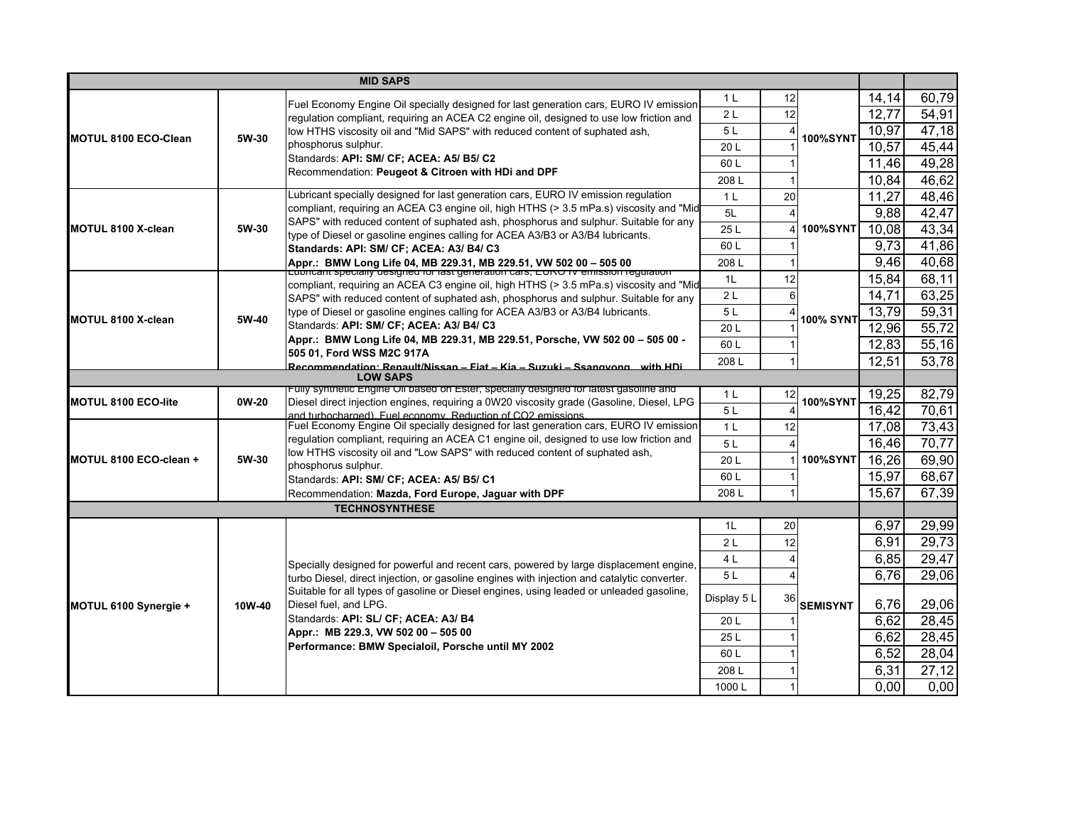| | | | | | | | |
|---|---|---|---|---|---|---|---|
| **MID SAPS** | | | | | | | |
| **MOTUL 8100 ECO-Clean** | **5W-30** | Fuel Economy Engine Oil specially designed for last generation cars, EURO IV emission regulation compliant, requiring an ACEA C2 engine oil, designed to use low friction and low HTHS viscosity oil and "Mid SAPS" with reduced content of suphated ash, phosphorus sulphur.<br>Standards: **API: SM/ CF; ACEA: A5/ B5/ C2**<br>Recommendation: **Peugeot & Citroen with HDi and DPF** | 1 L | 12 | **100%SYNT** | 14,14 | 60,79 |
| | | | 2 L | 12 | | 12,77 | 54,91 |
| | | | 5 L | 4 | | 10,97 | 47,18 |
| | | | 20 L | 1 | | 10,57 | 45,44 |
| | | | 60 L | 1 | | 11,46 | 49,28 |
| | | | 208 L | 1 | | 10,84 | 46,62 |
| **MOTUL 8100 X-clean** | **5W-30** | Lubricant specially designed for last generation cars, EURO IV emission regulation compliant, requiring an ACEA C3 engine oil, high HTHS (> 3.5 mPa.s) viscosity and "Mid SAPS" with reduced content of suphated ash, phosphorus and sulphur. Suitable for any type of Diesel or gasoline engines calling for ACEA A3/B3 or A3/B4 lubricants.<br>**Standards: API: SM/ CF; ACEA: A3/ B4/ C3**<br>**Appr.: BMW Long Life 04, MB 229.31, MB 229.51, VW 502 00 – 505 00** | 1 L | 20 | **100%SYNT** | 11,27 | 48,46 |
| | | | 5L | 4 | | 9,88 | 42,47 |
| | | | 25 L | 4 | | 10,08 | 43,34 |
| | | | 60 L | 1 | | 9,73 | 41,86 |
| | | | 208 L | 1 | | 9,46 | 40,68 |
| **MOTUL 8100 X-clean** | **5W-40** | Lubricant specially designed for last generation cars, EURO IV emission regulation compliant, requiring an ACEA C3 engine oil, high HTHS (> 3.5 mPa.s) viscosity and "Mid SAPS" with reduced content of suphated ash, phosphorus and sulphur. Suitable for any type of Diesel or gasoline engines calling for ACEA A3/B3 or A3/B4 lubricants.<br>Standards: **API: SM/ CF; ACEA: A3/ B4/ C3**<br>**Appr.: BMW Long Life 04, MB 229.31, MB 229.51, Porsche, VW 502 00 – 505 00 - 505 01, Ford WSS M2C 917A**<br>**Recommendation: Renault/Nissan – Fiat – Kia – Suzuki – Ssangyong with HDi** | 1L | 12 | **100% SYNT** | 15,84 | 68,11 |
| | | | 2 L | 6 | | 14,71 | 63,25 |
| | | | 5 L | 4 | | 13,79 | 59,31 |
| | | | 20 L | 1 | | 12,96 | 55,72 |
| | | | 60 L | 1 | | 12,83 | 55,16 |
| | | | 208 L | 1 | | 12,51 | 53,78 |
| **LOW SAPS** | | | | | | | |
| **MOTUL 8100 ECO-lite** | **0W-20** | Fully synthetic Engine Oil based on Ester, specially designed for latest gasoline and Diesel direct injection engines, requiring a 0W20 viscosity grade (Gasoline, Diesel, LPG and turbocharged). Fuel economy. Reduction of CO2 emissions. | 1 L | 12 | **100%SYNT** | 19,25 | 82,79 |
| | | | 5 L | 4 | | 16,42 | 70,61 |
| **MOTUL 8100 ECO-clean +** | **5W-30** | Fuel Economy Engine Oil specially designed for last generation cars, EURO IV emission regulation compliant, requiring an ACEA C1 engine oil, designed to use low friction and low HTHS viscosity oil and "Low SAPS" with reduced content of suphated ash, phosphorus sulphur.<br>Standards: **API: SM/ CF; ACEA: A5/ B5/ C1**<br>Recommendation: **Mazda, Ford Europe, Jaguar with DPF** | 1 L | 12 | **100%SYNT** | 17,08 | 73,43 |
| | | | 5 L | 4 | | 16,46 | 70,77 |
| | | | 20 L | 1 | | 16,26 | 69,90 |
| | | | 60 L | 1 | | 15,97 | 68,67 |
| | | | 208 L | 1 | | 15,67 | 67,39 |
| **TECHNOSYNTHESE** | | | | | | | |
| **MOTUL 6100 Synergie +** | **10W-40** | Specially designed for powerful and recent cars, powered by large displacement engine, turbo Diesel, direct injection, or gasoline engines with injection and catalytic converter. Suitable for all types of gasoline or Diesel engines, using leaded or unleaded gasoline, Diesel fuel, and LPG.<br>Standards: **API: SL/ CF; ACEA: A3/ B4**<br>**Appr.: MB 229.3, VW 502 00 – 505 00**<br>**Performance: BMW Specialoil, Porsche until MY 2002** | 1L | 20 | **SEMISYNT** | 6,97 | 29,99 |
| | | | 2 L | 12 | | 6,91 | 29,73 |
| | | | 4 L | 4 | | 6,85 | 29,47 |
| | | | 5 L | 4 | | 6,76 | 29,06 |
| | | | Display 5 L | 36 | | 6,76 | 29,06 |
| | | | 20 L | 1 | | 6,62 | 28,45 |
| | | | 25 L | 1 | | 6,62 | 28,45 |
| | | | 60 L | 1 | | 6,52 | 28,04 |
| | | | 208 L | 1 | | 6,31 | 27,12 |
| | | | 1000 L | 1 | | 0,00 | 0,00 |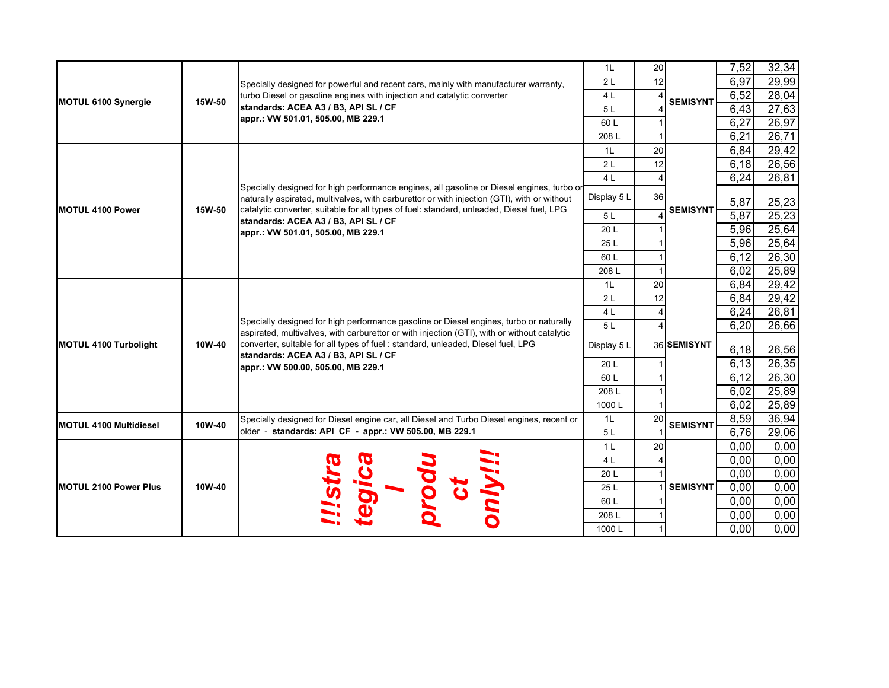| Product | Viscosity | Description | Package | Qty | Type | Price 1 | Price 2 |
|---|---|---|---|---|---|---|---|
| **MOTUL 6100 Synergie** | **15W-50** | Specially designed for powerful and recent cars, mainly with manufacturer warranty, turbo Diesel or gasoline engines with injection and catalytic converter **standards: ACEA A3 / B3, API SL / CF** **appr.: VW 501.01, 505.00, MB 229.1** | 1L | 20 | **SEMISYNT** | 7,52 | 32,34 |
| | | | 2 L | 12 | | 6,97 | 29,99 |
| | | | 4 L | 4 | | 6,52 | 28,04 |
| | | | 5 L | 4 | | 6,43 | 27,63 |
| | | | 60 L | 1 | | 6,27 | 26,97 |
| | | | 208 L | 1 | | 6,21 | 26,71 |
| **MOTUL 4100 Power** | **15W-50** | Specially designed for high performance engines, all gasoline or Diesel engines, turbo or naturally aspirated, multivalves, with carburettor or with injection (GTI), with or without catalytic converter, suitable for all types of fuel: standard, unleaded, Diesel fuel, LPG **standards: ACEA A3 / B3, API SL / CF** **appr.: VW 501.01, 505.00, MB 229.1** | 1L | 20 | **SEMISYNT** | 6,84 | 29,42 |
| | | | 2 L | 12 | | 6,18 | 26,56 |
| | | | 4 L | 4 | | 6,24 | 26,81 |
| | | | Display 5 L | 36 | | 5,87 | 25,23 |
| | | | 5 L | 4 | | 5,87 | 25,23 |
| | | | 20 L | 1 | | 5,96 | 25,64 |
| | | | 25 L | 1 | | 5,96 | 25,64 |
| | | | 60 L | 1 | | 6,12 | 26,30 |
| | | | 208 L | 1 | | 6,02 | 25,89 |
| **MOTUL 4100 Turbolight** | **10W-40** | Specially designed for high performance gasoline or Diesel engines, turbo or naturally aspirated, multivalves, with carburettor or with injection (GTI), with or without catalytic converter, suitable for all types of fuel : standard, unleaded, Diesel fuel, LPG **standards: ACEA A3 / B3, API SL / CF** **appr.: VW 500.00, 505.00, MB 229.1** | 1L | 20 | **SEMISYNT** | 6,84 | 29,42 |
| | | | 2 L | 12 | | 6,84 | 29,42 |
| | | | 4 L | 4 | | 6,24 | 26,81 |
| | | | 5 L | 4 | | 6,20 | 26,66 |
| | | | Display 5 L | 36 | | 6,18 | 26,56 |
| | | | 20 L | 1 | | 6,13 | 26,35 |
| | | | 60 L | 1 | | 6,12 | 26,30 |
| | | | 208 L | 1 | | 6,02 | 25,89 |
| | | | 1000 L | 1 | | 6,02 | 25,89 |
| **MOTUL 4100 Multidiesel** | **10W-40** | Specially designed for Diesel engine car, all Diesel and Turbo Diesel engines, recent or older - **standards: API CF - appr.: VW 505.00, MB 229.1** | 1L | 20 | **SEMISYNT** | 8,59 | 36,94 |
| | | | 5 L | 1 | | 6,76 | 29,06 |
| **MOTUL 2100 Power Plus** | **10W-40** | ***!!!strategical product only!!!*** | 1 L | 20 | **SEMISYNT** | 0,00 | 0,00 |
| | | | 4 L | 4 | | 0,00 | 0,00 |
| | | | 20 L | 1 | | 0,00 | 0,00 |
| | | | 25 L | 1 | | 0,00 | 0,00 |
| | | | 60 L | 1 | | 0,00 | 0,00 |
| | | | 208 L | 1 | | 0,00 | 0,00 |
| | | | 1000 L | 1 | | 0,00 | 0,00 |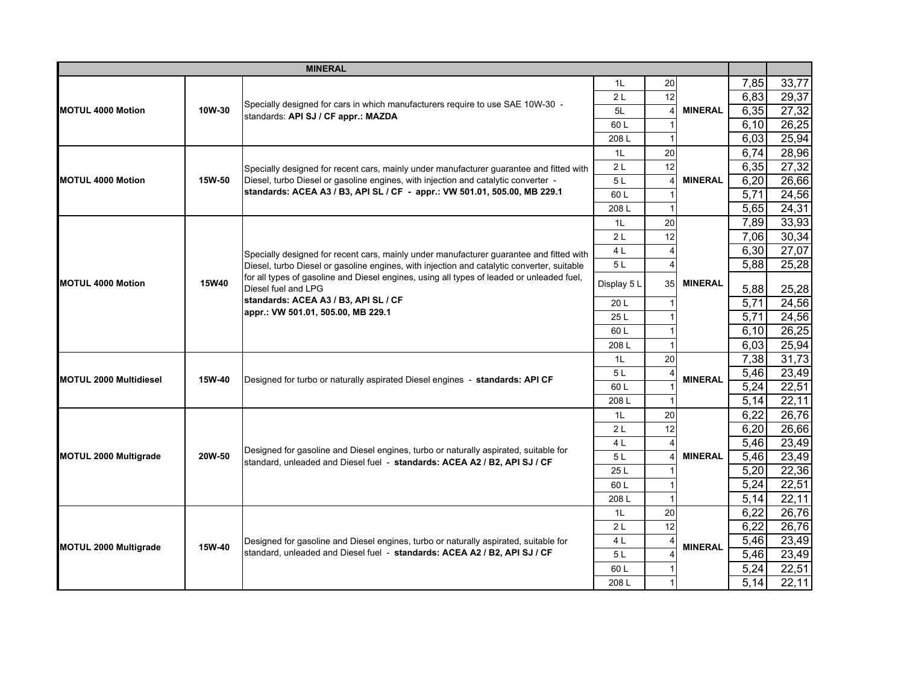| MINERAL | | | | | | | |
|---|---|---|---|---|---|---|---|
| **MOTUL 4000 Motion** | **10W-30** | Specially designed for cars in which manufacturers require to use SAE 10W-30 - standards: **API SJ / CF appr.: MAZDA** | 1L | 20 | **MINERAL** | 7,85 | 33,77 |
| | | | 2 L | 12 | | 6,83 | 29,37 |
| | | | 5L | 4 | | 6,35 | 27,32 |
| | | | 60 L | 1 | | 6,10 | 26,25 |
| | | | 208 L | 1 | | 6,03 | 25,94 |
| **MOTUL 4000 Motion** | **15W-50** | Specially designed for recent cars, mainly under manufacturer guarantee and fitted with Diesel, turbo Diesel or gasoline engines, with injection and catalytic converter - **standards: ACEA A3 / B3, API SL / CF - appr.: VW 501.01, 505.00, MB 229.1** | 1L | 20 | **MINERAL** | 6,74 | 28,96 |
| | | | 2 L | 12 | | 6,35 | 27,32 |
| | | | 5 L | 4 | | 6,20 | 26,66 |
| | | | 60 L | 1 | | 5,71 | 24,56 |
| | | | 208 L | 1 | | 5,65 | 24,31 |
| **MOTUL 4000 Motion** | **15W40** | Specially designed for recent cars, mainly under manufacturer guarantee and fitted with Diesel, turbo Diesel or gasoline engines, with injection and catalytic converter, suitable for all types of gasoline and Diesel engines, using all types of leaded or unleaded fuel, Diesel fuel and LPG **standards: ACEA A3 / B3, API SL / CF appr.: VW 501.01, 505.00, MB 229.1** | 1L | 20 | **MINERAL** | 7,89 | 33,93 |
| | | | 2 L | 12 | | 7,06 | 30,34 |
| | | | 4 L | 4 | | 6,30 | 27,07 |
| | | | 5 L | 4 | | 5,88 | 25,28 |
| | | | Display 5 L | 35 | | 5,88 | 25,28 |
| | | | 20 L | 1 | | 5,71 | 24,56 |
| | | | 25 L | 1 | | 5,71 | 24,56 |
| | | | 60 L | 1 | | 6,10 | 26,25 |
| | | | 208 L | 1 | | 6,03 | 25,94 |
| **MOTUL 2000 Multidiesel** | **15W-40** | Designed for turbo or naturally aspirated Diesel engines - **standards: API CF** | 1L | 20 | **MINERAL** | 7,38 | 31,73 |
| | | | 5 L | 4 | | 5,46 | 23,49 |
| | | | 60 L | 1 | | 5,24 | 22,51 |
| | | | 208 L | 1 | | 5,14 | 22,11 |
| **MOTUL 2000 Multigrade** | **20W-50** | Designed for gasoline and Diesel engines, turbo or naturally aspirated, suitable for standard, unleaded and Diesel fuel - **standards: ACEA A2 / B2, API SJ / CF** | 1L | 20 | **MINERAL** | 6,22 | 26,76 |
| | | | 2 L | 12 | | 6,20 | 26,66 |
| | | | 4 L | 4 | | 5,46 | 23,49 |
| | | | 5 L | 4 | | 5,46 | 23,49 |
| | | | 25 L | 1 | | 5,20 | 22,36 |
| | | | 60 L | 1 | | 5,24 | 22,51 |
| | | | 208 L | 1 | | 5,14 | 22,11 |
| **MOTUL 2000 Multigrade** | **15W-40** | Designed for gasoline and Diesel engines, turbo or naturally aspirated, suitable for standard, unleaded and Diesel fuel - **standards: ACEA A2 / B2, API SJ / CF** | 1L | 20 | **MINERAL** | 6,22 | 26,76 |
| | | | 2 L | 12 | | 6,22 | 26,76 |
| | | | 4 L | 4 | | 5,46 | 23,49 |
| | | | 5 L | 4 | | 5,46 | 23,49 |
| | | | 60 L | 1 | | 5,24 | 22,51 |
| | | | 208 L | 1 | | 5,14 | 22,11 |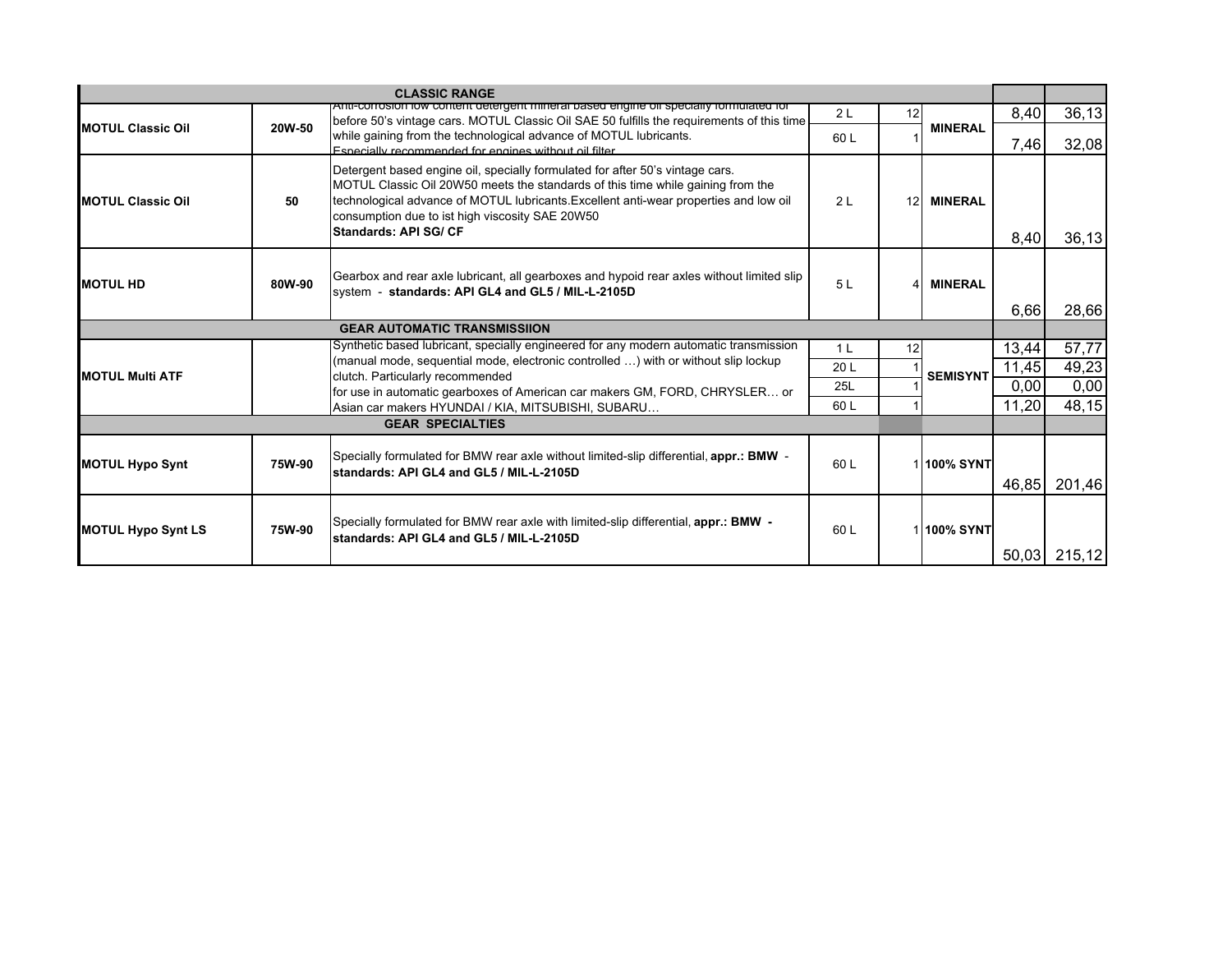| | | | | | | | |
|---|---|---|---|---|---|---|---|
| | | **CLASSIC RANGE** | | | | | |
| **MOTUL Classic Oil** | **20W-50** | Anti-corrosion low content detergent mineral based engine oil specially formulated for before 50's vintage cars. MOTUL Classic Oil SAE 50 fulfills the requirements of this time while gaining from the technological advance of MOTUL lubricants. Especially recommended for engines without oil filter | 2 L | 12 | **MINERAL** | 8,40 | 36,13 |
| | | | 60 L | 1 | | 7,46 | 32,08 |
| **MOTUL Classic Oil** | **50** | Detergent based engine oil, specially formulated for after 50's vintage cars. MOTUL Classic Oil 20W50 meets the standards of this time while gaining from the technological advance of MOTUL lubricants.Excellent anti-wear properties and low oil consumption due to ist high viscosity SAE 20W50 **Standards: API SG/ CF** | 2 L | 12 | **MINERAL** | 8,40 | 36,13 |
| **MOTUL HD** | **80W-90** | Gearbox and rear axle lubricant, all gearboxes and hypoid rear axles without limited slip system - **standards: API GL4 and GL5 / MIL-L-2105D** | 5 L | 4 | **MINERAL** | 6,66 | 28,66 |
| | | **GEAR AUTOMATIC TRANSMISSIION** | | | | | |
| **MOTUL Multi ATF** | | Synthetic based lubricant, specially engineered for any modern automatic transmission (manual mode, sequential mode, electronic controlled …) with or without slip lockup clutch. Particularly recommended for use in automatic gearboxes of American car makers GM, FORD, CHRYSLER… or Asian car makers HYUNDAI / KIA, MITSUBISHI, SUBARU… | 1 L | 12 | **SEMISYNT** | 13,44 | 57,77 |
| | | | 20 L | 1 | | 11,45 | 49,23 |
| | | | 25L | 1 | | 0,00 | 0,00 |
| | | | 60 L | 1 | | 11,20 | 48,15 |
| | | **GEAR SPECIALTIES** | | | | | |
| **MOTUL Hypo Synt** | **75W-90** | Specially formulated for BMW rear axle without limited-slip differential, **appr.: BMW - standards: API GL4 and GL5 / MIL-L-2105D** | 60 L | 1 | **100% SYNT** | 46,85 | 201,46 |
| **MOTUL Hypo Synt LS** | **75W-90** | Specially formulated for BMW rear axle with limited-slip differential, **appr.: BMW - standards: API GL4 and GL5 / MIL-L-2105D** | 60 L | 1 | **100% SYNT** | 50,03 | 215,12 |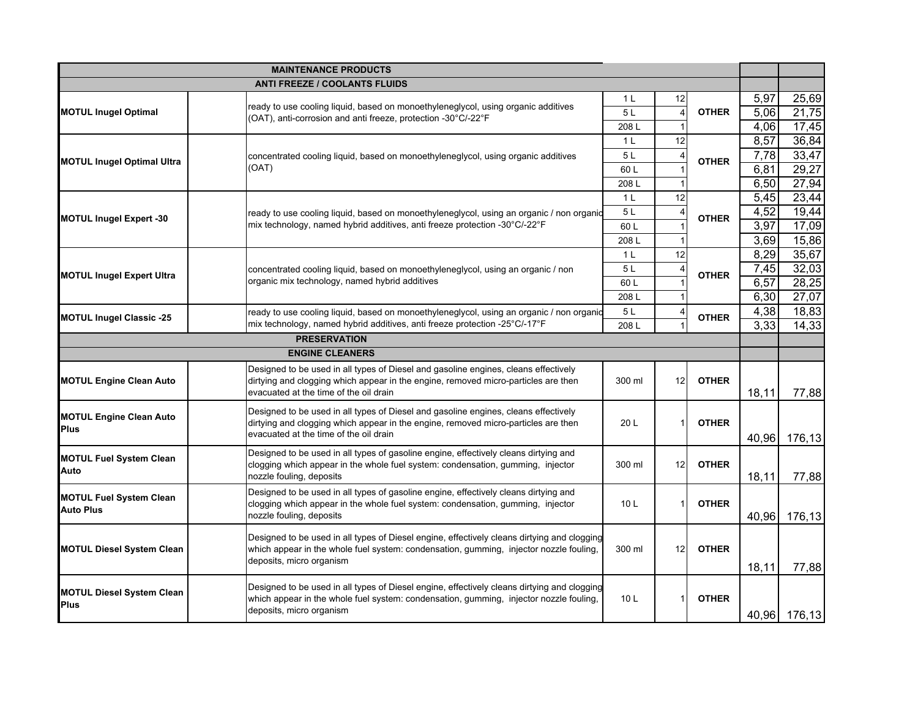| | | | | | | | |
|---|---|---|---|---|---|---|---|
| **MAINTENANCE PRODUCTS** | | | | | | | |
| **ANTI FREEZE / COOLANTS FLUIDS** | | | | | | | |
| **MOTUL Inugel Optimal** | | ready to use cooling liquid, based on monoethyleneglycol, using organic additives (OAT), anti-corrosion and anti freeze, protection -30°C/-22°F | 1 L | 12 | **OTHER** | 5,97 | 25,69 |
| | | | 5 L | 4 | | 5,06 | 21,75 |
| | | | 208 L | 1 | | 4,06 | 17,45 |
| **MOTUL Inugel Optimal Ultra** | | concentrated cooling liquid, based on monoethyleneglycol, using organic additives (OAT) | 1 L | 12 | **OTHER** | 8,57 | 36,84 |
| | | | 5 L | 4 | | 7,78 | 33,47 |
| | | | 60 L | 1 | | 6,81 | 29,27 |
| | | | 208 L | 1 | | 6,50 | 27,94 |
| **MOTUL Inugel Expert -30** | | ready to use cooling liquid, based on monoethyleneglycol, using an organic / non organic mix technology, named hybrid additives, anti freeze protection -30°C/-22°F | 1 L | 12 | **OTHER** | 5,45 | 23,44 |
| | | | 5 L | 4 | | 4,52 | 19,44 |
| | | | 60 L | 1 | | 3,97 | 17,09 |
| | | | 208 L | 1 | | 3,69 | 15,86 |
| **MOTUL Inugel Expert Ultra** | | concentrated cooling liquid, based on monoethyleneglycol, using an organic / non organic mix technology, named hybrid additives | 1 L | 12 | **OTHER** | 8,29 | 35,67 |
| | | | 5 L | 4 | | 7,45 | 32,03 |
| | | | 60 L | 1 | | 6,57 | 28,25 |
| | | | 208 L | 1 | | 6,30 | 27,07 |
| **MOTUL Inugel Classic -25** | | ready to use cooling liquid, based on monoethyleneglycol, using an organic / non organic mix technology, named hybrid additives, anti freeze protection -25°C/-17°F | 5 L | 4 | **OTHER** | 4,38 | 18,83 |
| | | | 208 L | 1 | | 3,33 | 14,33 |
| **PRESERVATION** | | | | | | | |
| **ENGINE CLEANERS** | | | | | | | |
| **MOTUL Engine Clean Auto** | | Designed to be used in all types of Diesel and gasoline engines, cleans effectively dirtying and clogging which appear in the engine, removed micro-particles are then evacuated at the time of the oil drain | 300 ml | 12 | **OTHER** | 18,11 | 77,88 |
| **MOTUL Engine Clean Auto Plus** | | Designed to be used in all types of Diesel and gasoline engines, cleans effectively dirtying and clogging which appear in the engine, removed micro-particles are then evacuated at the time of the oil drain | 20 L | 1 | **OTHER** | 40,96 | 176,13 |
| **MOTUL Fuel System Clean Auto** | | Designed to be used in all types of gasoline engine, effectively cleans dirtying and clogging which appear in the whole fuel system: condensation, gumming, injector nozzle fouling, deposits | 300 ml | 12 | **OTHER** | 18,11 | 77,88 |
| **MOTUL Fuel System Clean Auto Plus** | | Designed to be used in all types of gasoline engine, effectively cleans dirtying and clogging which appear in the whole fuel system: condensation, gumming, injector nozzle fouling, deposits | 10 L | 1 | **OTHER** | 40,96 | 176,13 |
| **MOTUL Diesel System Clean** | | Designed to be used in all types of Diesel engine, effectively cleans dirtying and clogging which appear in the whole fuel system: condensation, gumming, injector nozzle fouling, deposits, micro organism | 300 ml | 12 | **OTHER** | 18,11 | 77,88 |
| **MOTUL Diesel System Clean Plus** | | Designed to be used in all types of Diesel engine, effectively cleans dirtying and clogging which appear in the whole fuel system: condensation, gumming, injector nozzle fouling, deposits, micro organism | 10 L | 1 | **OTHER** | 40,96 | 176,13 |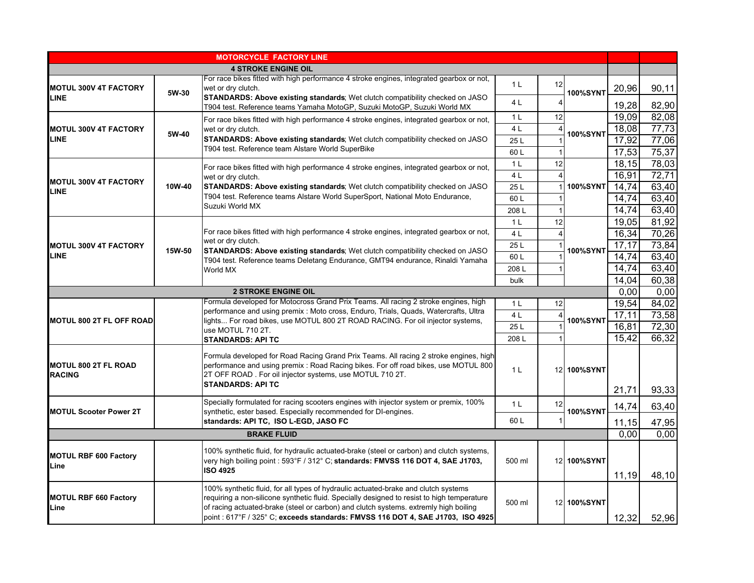| MOTORCYCLE FACTORY LINE | | | | | | | |
|---|---|---|---|---|---|---|---|
| **4 STROKE ENGINE OIL** | | | | | | | |
| **MOTUL 300V 4T FACTORY LINE** | **5W-30** | For race bikes fitted with high performance 4 stroke engines, integrated gearbox or not, wet or dry clutch. **STANDARDS: Above existing standards**; Wet clutch compatibility checked on JASO T904 test. Reference teams Yamaha MotoGP, Suzuki MotoGP, Suzuki World MX | 1 L | 12 | **100%SYNT** | 20,96 | 90,11 |
| | | | 4 L | 4 | | 19,28 | 82,90 |
| **MOTUL 300V 4T FACTORY LINE** | **5W-40** | For race bikes fitted with high performance 4 stroke engines, integrated gearbox or not, wet or dry clutch. **STANDARDS: Above existing standards**; Wet clutch compatibility checked on JASO T904 test. Reference team Alstare World SuperBike | 1 L | 12 | **100%SYNT** | 19,09 | 82,08 |
| | | | 4 L | 4 | | 18,08 | 77,73 |
| | | | 25 L | 1 | | 17,92 | 77,06 |
| | | | 60 L | 1 | | 17,53 | 75,37 |
| **MOTUL 300V 4T FACTORY LINE** | **10W-40** | For race bikes fitted with high performance 4 stroke engines, integrated gearbox or not, wet or dry clutch. **STANDARDS: Above existing standards**; Wet clutch compatibility checked on JASO T904 test. Reference teams Alstare World SuperSport, National Moto Endurance, Suzuki World MX | 1 L | 12 | **100%SYNT** | 18,15 | 78,03 |
| | | | 4 L | 4 | | 16,91 | 72,71 |
| | | | 25 L | 1 | | 14,74 | 63,40 |
| | | | 60 L | 1 | | 14,74 | 63,40 |
| | | | 208 L | 1 | | 14,74 | 63,40 |
| **MOTUL 300V 4T FACTORY LINE** | **15W-50** | For race bikes fitted with high performance 4 stroke engines, integrated gearbox or not, wet or dry clutch. **STANDARDS: Above existing standards**; Wet clutch compatibility checked on JASO T904 test. Reference teams Deletang Endurance, GMT94 endurance, Rinaldi Yamaha World MX | 1 L | 12 | **100%SYNT** | 19,05 | 81,92 |
| | | | 4 L | 4 | | 16,34 | 70,26 |
| | | | 25 L | 1 | | 17,17 | 73,84 |
| | | | 60 L | 1 | | 14,74 | 63,40 |
| | | | 208 L | 1 | | 14,74 | 63,40 |
| | | | bulk | | | 14,04 | 60,38 |
| **2 STROKE ENGINE OIL** | | | | | | 0,00 | 0,00 |
| **MOTUL 800 2T FL OFF ROAD** | | Formula developed for Motocross Grand Prix Teams. All racing 2 stroke engines, high performance and using premix : Moto cross, Enduro, Trials, Quads, Watercrafts, Ultra lights... For road bikes, use MOTUL 800 2T ROAD RACING. For oil injector systems, use MOTUL 710 2T. **STANDARDS: API TC** | 1 L | 12 | **100%SYNT** | 19,54 | 84,02 |
| | | | 4 L | 4 | | 17,11 | 73,58 |
| | | | 25 L | 1 | | 16,81 | 72,30 |
| | | | 208 L | 1 | | 15,42 | 66,32 |
| **MOTUL 800 2T FL ROAD RACING** | | Formula developed for Road Racing Grand Prix Teams. All racing 2 stroke engines, high performance and using premix : Road Racing bikes. For off road bikes, use MOTUL 800 2T OFF ROAD . For oil injector systems, use MOTUL 710 2T. **STANDARDS: API TC** | 1 L | 12 | **100%SYNT** | 21,71 | 93,33 |
| **MOTUL Scooter Power 2T** | | Specially formulated for racing scooters engines with injector system or premix, 100% synthetic, ester based. Especially recommended for DI-engines. **standards: API TC, ISO L-EGD, JASO FC** | 1 L | 12 | **100%SYNT** | 14,74 | 63,40 |
| | | | 60 L | 1 | | 11,15 | 47,95 |
| **BRAKE FLUID** | | | | | | 0,00 | 0,00 |
| **MOTUL RBF 600 Factory Line** | | 100% synthetic fluid, for hydraulic actuated-brake (steel or carbon) and clutch systems, very high boiling point : 593°F / 312° C; **standards: FMVSS 116 DOT 4, SAE J1703, ISO 4925** | 500 ml | 12 | **100%SYNT** | 11,19 | 48,10 |
| **MOTUL RBF 660 Factory Line** | | 100% synthetic fluid, for all types of hydraulic actuated-brake and clutch systems requiring a non-silicone synthetic fluid. Specially designed to resist to high temperature of racing actuated-brake (steel or carbon) and clutch systems. extremly high boiling point : 617°F / 325° C; **exceeds standards: FMVSS 116 DOT 4, SAE J1703, ISO 4925** | 500 ml | 12 | **100%SYNT** | 12,32 | 52,96 |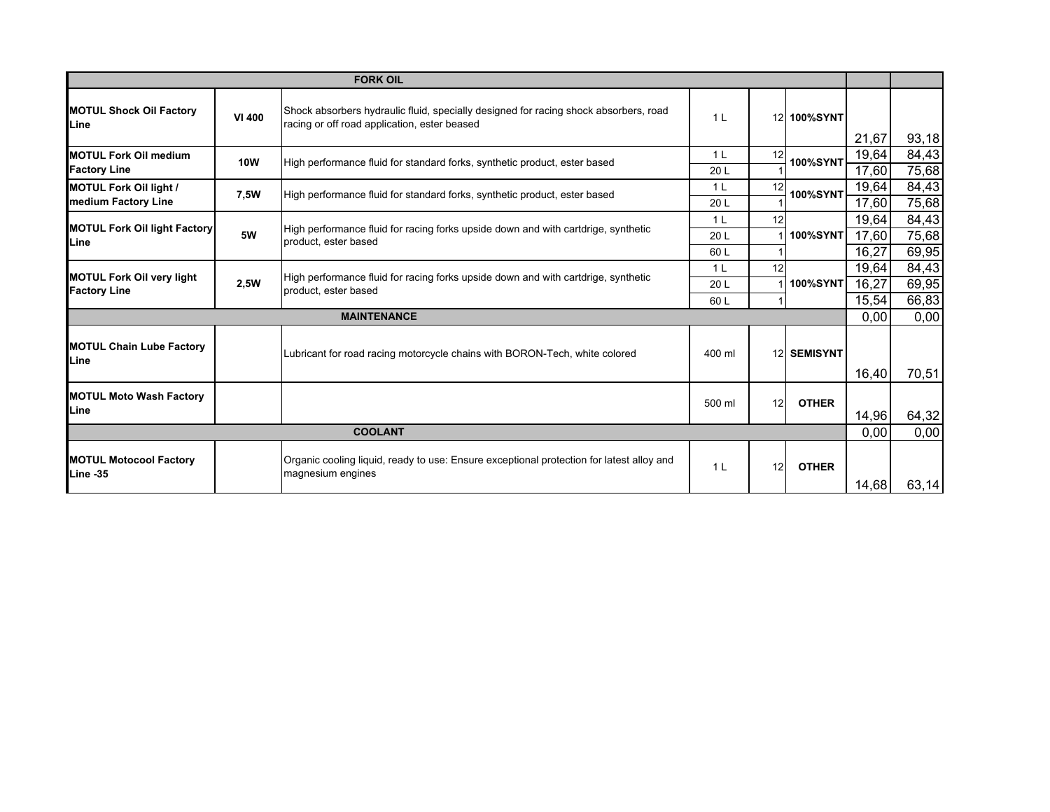| FORK OIL | | | | | | | |
|---|---|---|---|---|---|---|---|
| **MOTUL Shock Oil Factory Line** | **VI 400** | Shock absorbers hydraulic fluid, specially designed for racing shock absorbers, road racing or off road application, ester beased | 1 L | 12 | **100%SYNT** | 21,67 | 93,18 |
| **MOTUL Fork Oil medium Factory Line** | **10W** | High performance fluid for standard forks, synthetic product, ester based | 1 L | 12 | **100%SYNT** | 19,64 | 84,43 |
| | | | 20 L | 1 | | 17,60 | 75,68 |
| **MOTUL Fork Oil light / medium Factory Line** | **7,5W** | High performance fluid for standard forks, synthetic product, ester based | 1 L | 12 | **100%SYNT** | 19,64 | 84,43 |
| | | | 20 L | 1 | | 17,60 | 75,68 |
| **MOTUL Fork Oil light Factory Line** | **5W** | High performance fluid for racing forks upside down and with cartdrige, synthetic product, ester based | 1 L | 12 | **100%SYNT** | 19,64 | 84,43 |
| | | | 20 L | 1 | | 17,60 | 75,68 |
| | | | 60 L | 1 | | 16,27 | 69,95 |
| **MOTUL Fork Oil very light Factory Line** | **2,5W** | High performance fluid for racing forks upside down and with cartdrige, synthetic product, ester based | 1 L | 12 | **100%SYNT** | 19,64 | 84,43 |
| | | | 20 L | 1 | | 16,27 | 69,95 |
| | | | 60 L | 1 | | 15,54 | 66,83 |
| **MAINTENANCE** | | | | | | 0,00 | 0,00 |
| **MOTUL Chain Lube Factory Line** | | Lubricant for road racing motorcycle chains with BORON-Tech, white colored | 400 ml | 12 | **SEMISYNT** | 16,40 | 70,51 |
| **MOTUL Moto Wash Factory Line** | | | 500 ml | 12 | **OTHER** | 14,96 | 64,32 |
| **COOLANT** | | | | | | 0,00 | 0,00 |
| **MOTUL Motocool Factory Line -35** | | Organic cooling liquid, ready to use: Ensure exceptional protection for latest alloy and magnesium engines | 1 L | 12 | **OTHER** | 14,68 | 63,14 |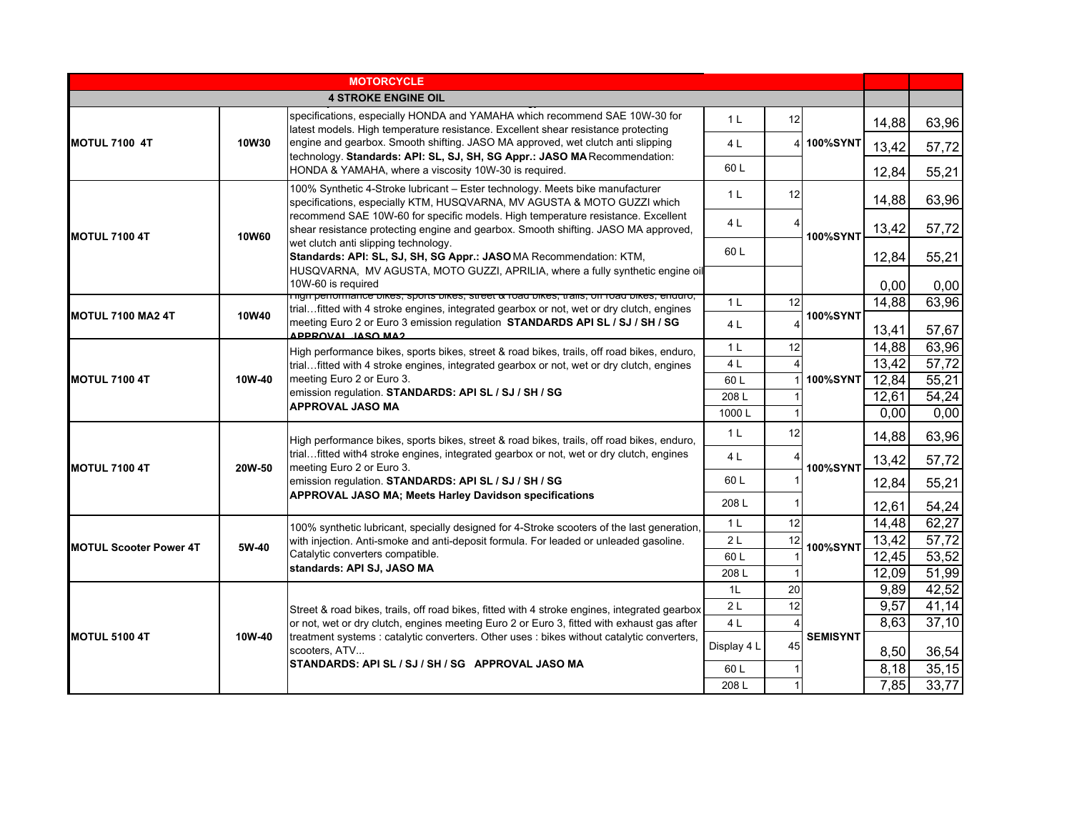| MOTORCYCLE | | | | | | | |
|---|---|---|---|---|---|---|---|
| **4 STROKE ENGINE OIL** | | | | | | | |
| **MOTUL 7100 4T** | **10W30** | specifications, especially HONDA and YAMAHA which recommend SAE 10W-30 for latest models. High temperature resistance. Excellent shear resistance protecting engine and gearbox. Smooth shifting. JASO MA approved, wet clutch anti slipping technology. **Standards: API: SL, SJ, SH, SG Appr.: JASO MA** Recommendation: HONDA & YAMAHA, where a viscosity 10W-30 is required. | 1 L | 12 | **100%SYNT** | 14,88 | 63,96 |
| | | | 4 L | 4 | | 13,42 | 57,72 |
| | | | 60 L | | | 12,84 | 55,21 |
| **MOTUL 7100 4T** | **10W60** | 100% Synthetic 4-Stroke lubricant – Ester technology. Meets bike manufacturer specifications, especially KTM, HUSQVARNA, MV AGUSTA & MOTO GUZZI which recommend SAE 10W-60 for specific models. High temperature resistance. Excellent shear resistance protecting engine and gearbox. Smooth shifting. JASO MA approved, wet clutch anti slipping technology. **Standards: API: SL, SJ, SH, SG Appr.: JASO** MA Recommendation: KTM, HUSQVARNA, MV AGUSTA, MOTO GUZZI, APRILIA, where a fully synthetic engine oil 10W-60 is required | 1 L | 12 | **100%SYNT** | 14,88 | 63,96 |
| | | | 4 L | 4 | | 13,42 | 57,72 |
| | | | 60 L | | | 12,84 | 55,21 |
| | | | | | | 0,00 | 0,00 |
| **MOTUL 7100 MA2 4T** | **10W40** | High performance bikes, sports bikes, street & road bikes, trails, off road bikes, enduro, trial…fitted with 4 stroke engines, integrated gearbox or not, wet or dry clutch, engines meeting Euro 2 or Euro 3 emission regulation **STANDARDS API SL / SJ / SH / SG APPROVAL JASO MA2** | 1 L | 12 | **100%SYNT** | 14,88 | 63,96 |
| | | | 4 L | 4 | | 13,41 | 57,67 |
| **MOTUL 7100 4T** | **10W-40** | High performance bikes, sports bikes, street & road bikes, trails, off road bikes, enduro, trial…fitted with 4 stroke engines, integrated gearbox or not, wet or dry clutch, engines meeting Euro 2 or Euro 3. emission regulation. **STANDARDS: API SL / SJ / SH / SG APPROVAL JASO MA** | 1 L | 12 | **100%SYNT** | 14,88 | 63,96 |
| | | | 4 L | 4 | | 13,42 | 57,72 |
| | | | 60 L | 1 | | 12,84 | 55,21 |
| | | | 208 L | 1 | | 12,61 | 54,24 |
| | | | 1000 L | 1 | | 0,00 | 0,00 |
| **MOTUL 7100 4T** | **20W-50** | High performance bikes, sports bikes, street & road bikes, trails, off road bikes, enduro, trial…fitted with4 stroke engines, integrated gearbox or not, wet or dry clutch, engines meeting Euro 2 or Euro 3. emission regulation. **STANDARDS: API SL / SJ / SH / SG APPROVAL JASO MA; Meets Harley Davidson specifications** | 1 L | 12 | **100%SYNT** | 14,88 | 63,96 |
| | | | 4 L | 4 | | 13,42 | 57,72 |
| | | | 60 L | 1 | | 12,84 | 55,21 |
| | | | 208 L | 1 | | 12,61 | 54,24 |
| **MOTUL Scooter Power 4T** | **5W-40** | 100% synthetic lubricant, specially designed for 4-Stroke scooters of the last generation, with injection. Anti-smoke and anti-deposit formula. For leaded or unleaded gasoline. Catalytic converters compatible. **standards: API SJ, JASO MA** | 1 L | 12 | **100%SYNT** | 14,48 | 62,27 |
| | | | 2 L | 12 | | 13,42 | 57,72 |
| | | | 60 L | 1 | | 12,45 | 53,52 |
| | | | 208 L | 1 | | 12,09 | 51,99 |
| **MOTUL 5100 4T** | **10W-40** | Street & road bikes, trails, off road bikes, fitted with 4 stroke engines, integrated gearbox or not, wet or dry clutch, engines meeting Euro 2 or Euro 3, fitted with exhaust gas after treatment systems : catalytic converters. Other uses : bikes without catalytic converters, scooters, ATV... **STANDARDS: API SL / SJ / SH / SG APPROVAL JASO MA** | 1L | 20 | **SEMISYNT** | 9,89 | 42,52 |
| | | | 2 L | 12 | | 9,57 | 41,14 |
| | | | 4 L | 4 | | 8,63 | 37,10 |
| | | | Display 4 L | 45 | | 8,50 | 36,54 |
| | | | 60 L | 1 | | 8,18 | 35,15 |
| | | | 208 L | 1 | | 7,85 | 33,77 |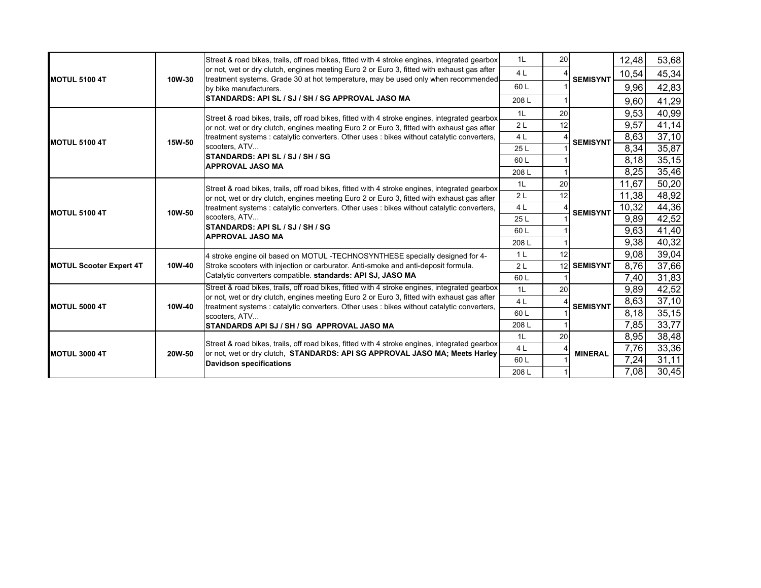| | | | | | | | |
|---|---|---|---|---|---|---|---|
| **MOTUL 5100 4T** | **10W-30** | Street & road bikes, trails, off road bikes, fitted with 4 stroke engines, integrated gearbox or not, wet or dry clutch, engines meeting Euro 2 or Euro 3, fitted with exhaust gas after treatment systems. Grade 30 at hot temperature, may be used only when recommended by bike manufacturers. **STANDARDS: API SL / SJ / SH / SG APPROVAL JASO MA** | 1L | 20 | **SEMISYNT** | 12,48 | 53,68 |
| | | | 4 L | 4 | | 10,54 | 45,34 |
| | | | 60 L | 1 | | 9,96 | 42,83 |
| | | | 208 L | 1 | | 9,60 | 41,29 |
| **MOTUL 5100 4T** | **15W-50** | Street & road bikes, trails, off road bikes, fitted with 4 stroke engines, integrated gearbox or not, wet or dry clutch, engines meeting Euro 2 or Euro 3, fitted with exhaust gas after treatment systems : catalytic converters. Other uses : bikes without catalytic converters, scooters, ATV... **STANDARDS: API SL / SJ / SH / SG APPROVAL JASO MA** | 1L | 20 | **SEMISYNT** | 9,53 | 40,99 |
| | | | 2 L | 12 | | 9,57 | 41,14 |
| | | | 4 L | 4 | | 8,63 | 37,10 |
| | | | 25 L | 1 | | 8,34 | 35,87 |
| | | | 60 L | 1 | | 8,18 | 35,15 |
| | | | 208 L | 1 | | 8,25 | 35,46 |
| **MOTUL 5100 4T** | **10W-50** | Street & road bikes, trails, off road bikes, fitted with 4 stroke engines, integrated gearbox or not, wet or dry clutch, engines meeting Euro 2 or Euro 3, fitted with exhaust gas after treatment systems : catalytic converters. Other uses : bikes without catalytic converters, scooters, ATV... **STANDARDS: API SL / SJ / SH / SG APPROVAL JASO MA** | 1L | 20 | **SEMISYNT** | 11,67 | 50,20 |
| | | | 2 L | 12 | | 11,38 | 48,92 |
| | | | 4 L | 4 | | 10,32 | 44,36 |
| | | | 25 L | 1 | | 9,89 | 42,52 |
| | | | 60 L | 1 | | 9,63 | 41,40 |
| | | | 208 L | 1 | | 9,38 | 40,32 |
| **MOTUL Scooter Expert 4T** | **10W-40** | 4 stroke engine oil based on MOTUL -TECHNOSYNTHESE specially designed for 4-Stroke scooters with injection or carburator. Anti-smoke and anti-deposit formula. Catalytic converters compatible. **standards: API SJ, JASO MA** | 1 L | 12 | **SEMISYNT** | 9,08 | 39,04 |
| | | | 2 L | 12 | | 8,76 | 37,66 |
| | | | 60 L | 1 | | 7,40 | 31,83 |
| **MOTUL 5000 4T** | **10W-40** | Street & road bikes, trails, off road bikes, fitted with 4 stroke engines, integrated gearbox or not, wet or dry clutch, engines meeting Euro 2 or Euro 3, fitted with exhaust gas after treatment systems : catalytic converters. Other uses : bikes without catalytic converters, scooters, ATV... **STANDARDS API SJ / SH / SG APPROVAL JASO MA** | 1L | 20 | **SEMISYNT** | 9,89 | 42,52 |
| | | | 4 L | 4 | | 8,63 | 37,10 |
| | | | 60 L | 1 | | 8,18 | 35,15 |
| | | | 208 L | 1 | | 7,85 | 33,77 |
| **MOTUL 3000 4T** | **20W-50** | Street & road bikes, trails, off road bikes, fitted with 4 stroke engines, integrated gearbox or not, wet or dry clutch, **STANDARDS: API SG APPROVAL JASO MA; Meets Harley Davidson specifications** | 1L | 20 | **MINERAL** | 8,95 | 38,48 |
| | | | 4 L | 4 | | 7,76 | 33,36 |
| | | | 60 L | 1 | | 7,24 | 31,11 |
| | | | 208 L | 1 | | 7,08 | 30,45 |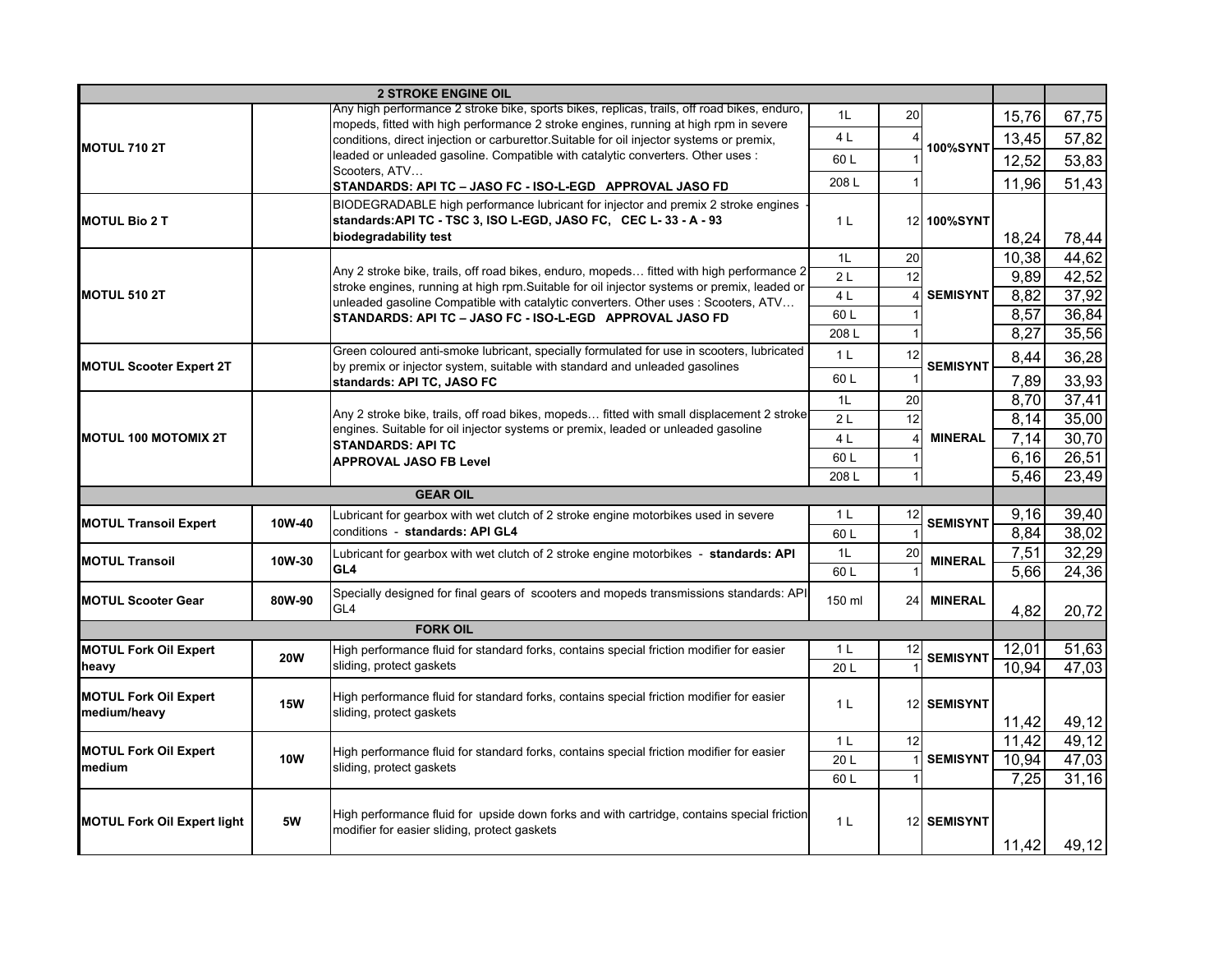| | | | | | | | |
|---|---|---|---|---|---|---|---|
| **2 STROKE ENGINE OIL** | | | | | | | |
| **MOTUL 710 2T** | | Any high performance 2 stroke bike, sports bikes, replicas, trails, off road bikes, enduro, mopeds, fitted with high performance 2 stroke engines, running at high rpm in severe conditions, direct injection or carburettor.Suitable for oil injector systems or premix, leaded or unleaded gasoline. Compatible with catalytic converters. Other uses : Scooters, ATV… **STANDARDS: API TC – JASO FC - ISO-L-EGD APPROVAL JASO FD** | 1L | 20 | **100%SYNT** | 15,76 | 67,75 |
| | | | 4 L | 4 | | 13,45 | 57,82 |
| | | | 60 L | 1 | | 12,52 | 53,83 |
| | | | 208 L | 1 | | 11,96 | 51,43 |
| **MOTUL Bio 2 T** | | BIODEGRADABLE high performance lubricant for injector and premix 2 stroke engines - **standards:API TC - TSC 3, ISO L-EGD, JASO FC, CEC L- 33 - A - 93 biodegradability test** | 1 L | 12 | **100%SYNT** | 18,24 | 78,44 |
| **MOTUL 510 2T** | | Any 2 stroke bike, trails, off road bikes, enduro, mopeds… fitted with high performance 2 stroke engines, running at high rpm.Suitable for oil injector systems or premix, leaded or unleaded gasoline Compatible with catalytic converters. Other uses : Scooters, ATV… **STANDARDS: API TC – JASO FC - ISO-L-EGD APPROVAL JASO FD** | 1L | 20 | **SEMISYNT** | 10,38 | 44,62 |
| | | | 2 L | 12 | | 9,89 | 42,52 |
| | | | 4 L | 4 | | 8,82 | 37,92 |
| | | | 60 L | 1 | | 8,57 | 36,84 |
| | | | 208 L | 1 | | 8,27 | 35,56 |
| **MOTUL Scooter Expert 2T** | | Green coloured anti-smoke lubricant, specially formulated for use in scooters, lubricated by premix or injector system, suitable with standard and unleaded gasolines **standards: API TC, JASO FC** | 1 L | 12 | **SEMISYNT** | 8,44 | 36,28 |
| | | | 60 L | 1 | | 7,89 | 33,93 |
| **MOTUL 100 MOTOMIX 2T** | | Any 2 stroke bike, trails, off road bikes, mopeds… fitted with small displacement 2 stroke engines. Suitable for oil injector systems or premix, leaded or unleaded gasoline **STANDARDS: API TC APPROVAL JASO FB Level** | 1L | 20 | **MINERAL** | 8,70 | 37,41 |
| | | | 2 L | 12 | | 8,14 | 35,00 |
| | | | 4 L | 4 | | 7,14 | 30,70 |
| | | | 60 L | 1 | | 6,16 | 26,51 |
| | | | 208 L | 1 | | 5,46 | 23,49 |
| **GEAR OIL** | | | | | | | |
| **MOTUL Transoil Expert** | **10W-40** | Lubricant for gearbox with wet clutch of 2 stroke engine motorbikes used in severe conditions - **standards: API GL4** | 1 L | 12 | **SEMISYNT** | 9,16 | 39,40 |
| | | | 60 L | 1 | | 8,84 | 38,02 |
| **MOTUL Transoil** | **10W-30** | Lubricant for gearbox with wet clutch of 2 stroke engine motorbikes - **standards: API GL4** | 1L | 20 | **MINERAL** | 7,51 | 32,29 |
| | | | 60 L | 1 | | 5,66 | 24,36 |
| **MOTUL Scooter Gear** | **80W-90** | Specially designed for final gears of scooters and mopeds transmissions standards: API GL4 | 150 ml | 24 | **MINERAL** | 4,82 | 20,72 |
| **FORK OIL** | | | | | | | |
| **MOTUL Fork Oil Expert heavy** | **20W** | High performance fluid for standard forks, contains special friction modifier for easier sliding, protect gaskets | 1 L | 12 | **SEMISYNT** | 12,01 | 51,63 |
| | | | 20 L | 1 | | 10,94 | 47,03 |
| **MOTUL Fork Oil Expert medium/heavy** | **15W** | High performance fluid for standard forks, contains special friction modifier for easier sliding, protect gaskets | 1 L | 12 | **SEMISYNT** | 11,42 | 49,12 |
| **MOTUL Fork Oil Expert medium** | **10W** | High performance fluid for standard forks, contains special friction modifier for easier sliding, protect gaskets | 1 L | 12 | **SEMISYNT** | 11,42 | 49,12 |
| | | | 20 L | 1 | | 10,94 | 47,03 |
| | | | 60 L | 1 | | 7,25 | 31,16 |
| **MOTUL Fork Oil Expert light** | **5W** | High performance fluid for upside down forks and with cartridge, contains special friction modifier for easier sliding, protect gaskets | 1 L | 12 | **SEMISYNT** | 11,42 | 49,12 |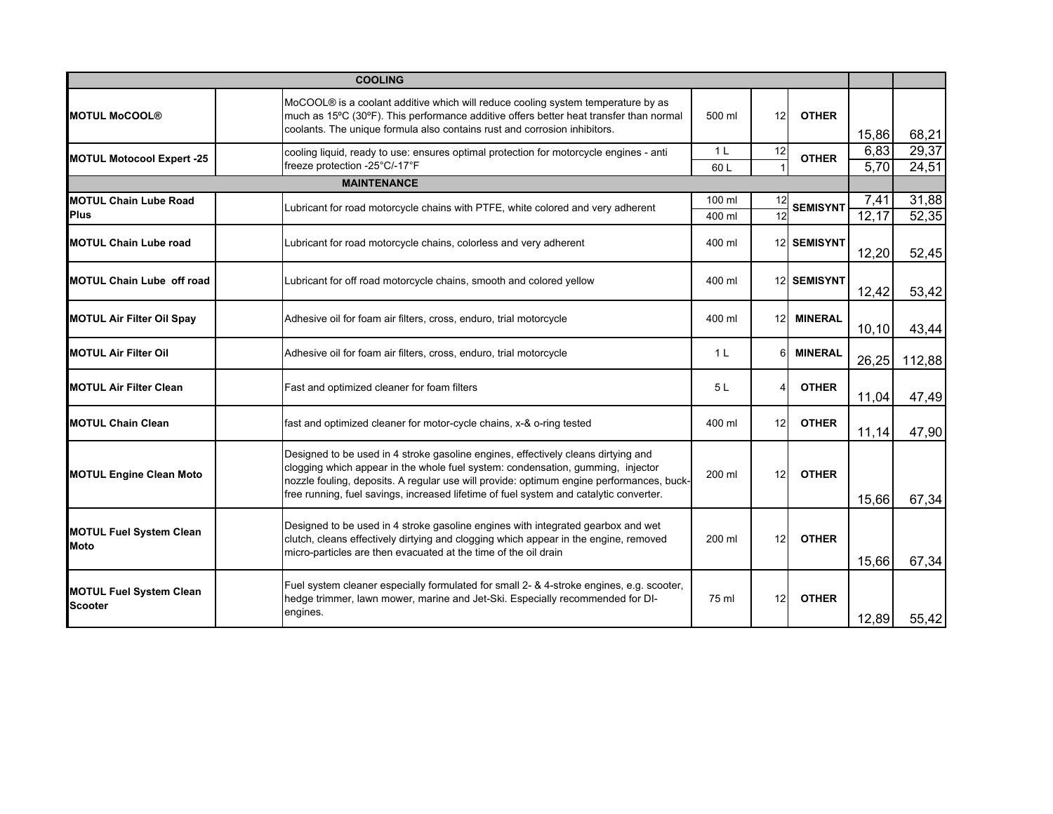| COOLING | | | | | | | |
|---|---|---|---|---|---|---|---|
| **MOTUL MoCOOL®** | | MoCOOL® is a coolant additive which will reduce cooling system temperature by as much as 15ºC (30ºF). This performance additive offers better heat transfer than normal coolants. The unique formula also contains rust and corrosion inhibitors. | 500 ml | 12 | **OTHER** | 15,86 | 68,21 |
| **MOTUL Motocool Expert -25** | | cooling liquid, ready to use: ensures optimal protection for motorcycle engines - anti freeze protection -25°C/-17°F | 1 L | 12 | **OTHER** | 6,83 | 29,37 |
| | | | 60 L | 1 | | 5,70 | 24,51 |
| **MAINTENANCE** | | | | | | | |
| **MOTUL Chain Lube Road Plus** | | Lubricant for road motorcycle chains with PTFE, white colored and very adherent | 100 ml | 12 | **SEMISYNT** | 7,41 | 31,88 |
| | | | 400 ml | 12 | | 12,17 | 52,35 |
| **MOTUL Chain Lube road** | | Lubricant for road motorcycle chains, colorless and very adherent | 400 ml | 12 | **SEMISYNT** | 12,20 | 52,45 |
| **MOTUL Chain Lube off road** | | Lubricant for off road motorcycle chains, smooth and colored yellow | 400 ml | 12 | **SEMISYNT** | 12,42 | 53,42 |
| **MOTUL Air Filter Oil Spay** | | Adhesive oil for foam air filters, cross, enduro, trial motorcycle | 400 ml | 12 | **MINERAL** | 10,10 | 43,44 |
| **MOTUL Air Filter Oil** | | Adhesive oil for foam air filters, cross, enduro, trial motorcycle | 1 L | 6 | **MINERAL** | 26,25 | 112,88 |
| **MOTUL Air Filter Clean** | | Fast and optimized cleaner for foam filters | 5 L | 4 | **OTHER** | 11,04 | 47,49 |
| **MOTUL Chain Clean** | | fast and optimized cleaner for motor-cycle chains, x-& o-ring tested | 400 ml | 12 | **OTHER** | 11,14 | 47,90 |
| **MOTUL Engine Clean Moto** | | Designed to be used in 4 stroke gasoline engines, effectively cleans dirtying and clogging which appear in the whole fuel system: condensation, gumming, injector nozzle fouling, deposits. A regular use will provide: optimum engine performances, buck-free running, fuel savings, increased lifetime of fuel system and catalytic converter. | 200 ml | 12 | **OTHER** | 15,66 | 67,34 |
| **MOTUL Fuel System Clean Moto** | | Designed to be used in 4 stroke gasoline engines with integrated gearbox and wet clutch, cleans effectively dirtying and clogging which appear in the engine, removed micro-particles are then evacuated at the time of the oil drain | 200 ml | 12 | **OTHER** | 15,66 | 67,34 |
| **MOTUL Fuel System Clean Scooter** | | Fuel system cleaner especially formulated for small 2- & 4-stroke engines, e.g. scooter, hedge trimmer, lawn mower, marine and Jet-Ski. Especially recommended for DI-engines. | 75 ml | 12 | **OTHER** | 12,89 | 55,42 |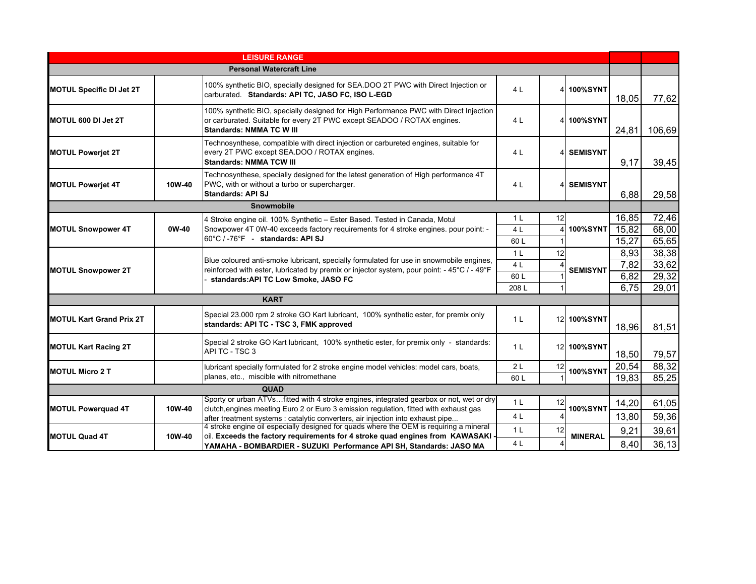| LEISURE RANGE | | | | | | | |
|---|---|---|---|---|---|---|---|
| **Personal Watercraft Line** | | | | | | | |
| **MOTUL Specific DI Jet 2T** | | 100% synthetic BIO, specially designed for SEA.DOO 2T PWC with Direct Injection or carburated. **Standards: API TC, JASO FC, ISO L-EGD** | 4 L | 4 | **100%SYNT** | 18,05 | 77,62 |
| **MOTUL 600 DI Jet 2T** | | 100% synthetic BIO, specially designed for High Performance PWC with Direct Injection or carburated. Suitable for every 2T PWC except SEADOO / ROTAX engines. **Standards: NMMA TC W III** | 4 L | 4 | **100%SYNT** | 24,81 | 106,69 |
| **MOTUL Powerjet 2T** | | Technosynthese, compatible with direct injection or carbureted engines, suitable for every 2T PWC except SEA.DOO / ROTAX engines. **Standards: NMMA TCW III** | 4 L | 4 | **SEMISYNT** | 9,17 | 39,45 |
| **MOTUL Powerjet 4T** | **10W-40** | Technosynthese, specially designed for the latest generation of High performance 4T PWC, with or without a turbo or supercharger. **Standards: API SJ** | 4 L | 4 | **SEMISYNT** | 6,88 | 29,58 |
| **Snowmobile** | | | | | | | |
| **MOTUL Snowpower 4T** | **0W-40** | 4 Stroke engine oil. 100% Synthetic – Ester Based. Tested in Canada, Motul Snowpower 4T 0W-40 exceeds factory requirements for 4 stroke engines. pour point: -60°C / -76°F - **standards: API SJ** | 1 L | 12 | **100%SYNT** | 16,85 | 72,46 |
| | | | 4 L | 4 | | 15,82 | 68,00 |
| | | | 60 L | 1 | | 15,27 | 65,65 |
| **MOTUL Snowpower 2T** | | Blue coloured anti-smoke lubricant, specially formulated for use in snowmobile engines, reinforced with ester, lubricated by premix or injector system, pour point: - 45°C / - 49°F - **standards:API TC Low Smoke, JASO FC** | 1 L | 12 | **SEMISYNT** | 8,93 | 38,38 |
| | | | 4 L | 4 | | 7,82 | 33,62 |
| | | | 60 L | 1 | | 6,82 | 29,32 |
| | | | 208 L | 1 | | 6,75 | 29,01 |
| **KART** | | | | | | | |
| **MOTUL Kart Grand Prix 2T** | | Special 23.000 rpm 2 stroke GO Kart lubricant, 100% synthetic ester, for premix only **standards: API TC - TSC 3, FMK approved** | 1 L | 12 | **100%SYNT** | 18,96 | 81,51 |
| **MOTUL Kart Racing 2T** | | Special 2 stroke GO Kart lubricant, 100% synthetic ester, for premix only - standards: API TC - TSC 3 | 1 L | 12 | **100%SYNT** | 18,50 | 79,57 |
| **MOTUL Micro 2 T** | | lubricant specially formulated for 2 stroke engine model vehicles: model cars, boats, planes, etc., miscible with nitromethane | 2 L | 12 | **100%SYNT** | 20,54 | 88,32 |
| | | | 60 L | 1 | | 19,83 | 85,25 |
| **QUAD** | | | | | | | |
| **MOTUL Powerquad 4T** | **10W-40** | Sporty or urban ATVs…fitted with 4 stroke engines, integrated gearbox or not, wet or dry clutch,engines meeting Euro 2 or Euro 3 emission regulation, fitted with exhaust gas after treatment systems : catalytic converters, air injection into exhaust pipe... | 1 L | 12 | **100%SYNT** | 14,20 | 61,05 |
| | | | 4 L | 4 | | 13,80 | 59,36 |
| **MOTUL Quad 4T** | **10W-40** | 4 stroke engine oil especially designed for quads where the OEM is requiring a mineral oil. **Exceeds the factory requirements for 4 stroke quad engines from KAWASAKI - YAMAHA - BOMBARDIER - SUZUKI Performance API SH, Standards: JASO MA** | 1 L | 12 | **MINERAL** | 9,21 | 39,61 |
| | | | 4 L | 4 | | 8,40 | 36,13 |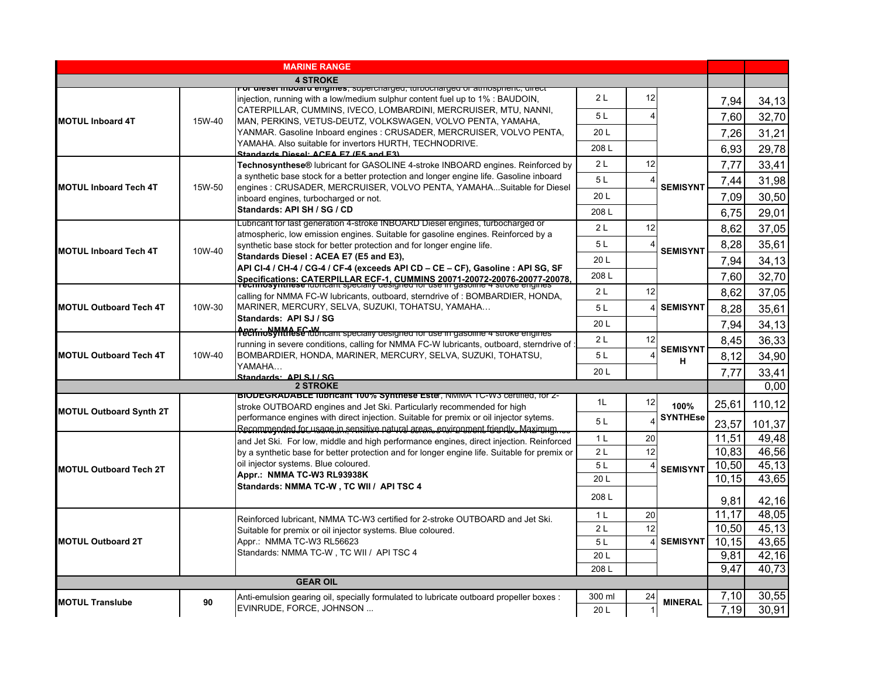| MARINE RANGE | | | | | | | |
|---|---|---|---|---|---|---|---|
| **4 STROKE** | | | | | | | |
| **MOTUL Inboard 4T** | 15W-40 | **For diesel inboard engines**, supercharged, turbocharged or atmospheric, direct injection, running with a low/medium sulphur content fuel up to 1% : BAUDOIN, CATERPILLAR, CUMMINS, IVECO, LOMBARDINI, MERCRUISER, MTU, NANNI, MAN, PERKINS, VETUS-DEUTZ, VOLKSWAGEN, VOLVO PENTA, YAMAHA, YANMAR. Gasoline Inboard engines : CRUSADER, MERCRUISER, VOLVO PENTA, YAMAHA. Also suitable for invertors HURTH, TECHNODRIVE. **Standards Diesel: ACEA E7 (E5 and E3)** | 2 L | 12 | | 7,94 | 34,13 |
| | | | 5 L | 4 | | 7,60 | 32,70 |
| | | | 20 L | | | 7,26 | 31,21 |
| | | | 208 L | | | 6,93 | 29,78 |
| **MOTUL Inboard Tech 4T** | 15W-50 | **Technosynthese®** lubricant for GASOLINE 4-stroke INBOARD engines. Reinforced by a synthetic base stock for a better protection and longer engine life. Gasoline inboard engines : CRUSADER, MERCRUISER, VOLVO PENTA, YAMAHA...Suitable for Diesel inboard engines, turbocharged or not. **Standards: API SH / SG / CD** | 2 L | 12 | **SEMISYNT** | 7,77 | 33,41 |
| | | | 5 L | 4 | | 7,44 | 31,98 |
| | | | 20 L | | | 7,09 | 30,50 |
| | | | 208 L | | | 6,75 | 29,01 |
| **MOTUL Inboard Tech 4T** | 10W-40 | Lubricant for last generation 4-stroke INBOARD Diesel engines, turbocharged or atmospheric, low emission engines. Suitable for gasoline engines. Reinforced by a synthetic base stock for better protection and for longer engine life. **Standards Diesel : ACEA E7 (E5 and E3), API CI-4 / CH-4 / CG-4 / CF-4 (exceeds API CD – CE – CF), Gasoline : API SG, SF Specifications: CATERPILLAR ECF-1, CUMMINS 20071-20072-20076-20077-20078,** | 2 L | 12 | **SEMISYNT** | 8,62 | 37,05 |
| | | | 5 L | 4 | | 8,28 | 35,61 |
| | | | 20 L | | | 7,94 | 34,13 |
| | | | 208 L | | | 7,60 | 32,70 |
| **MOTUL Outboard Tech 4T** | 10W-30 | **Technosynthese** lubricant specially designed for use in gasoline 4 stroke engines calling for NMMA FC-W lubricants, outboard, sterndrive of : BOMBARDIER, HONDA, MARINER, MERCURY, SELVA, SUZUKI, TOHATSU, YAMAHA… **Standards: API SJ / SG Appr.: NMMA FC-W** | 2 L | 12 | **SEMISYNT** | 8,62 | 37,05 |
| | | | 5 L | 4 | | 8,28 | 35,61 |
| | | | 20 L | | | 7,94 | 34,13 |
| **MOTUL Outboard Tech 4T** | 10W-40 | **Technosynthese** lubricant specially designed for use in gasoline 4 stroke engines running in severe conditions, calling for NMMA FC-W lubricants, outboard, sterndrive of : BOMBARDIER, HONDA, MARINER, MERCURY, SELVA, SUZUKI, TOHATSU, YAMAHA… **Standards: API SJ / SG** | 2 L | 12 | **SEMISYNTH** | 8,45 | 36,33 |
| | | | 5 L | 4 | | 8,12 | 34,90 |
| | | | 20 L | | | 7,77 | 33,41 |
| **2 STROKE** | | | | | | | 0,00 |
| **MOTUL Outboard Synth 2T** | | **BIODEGRADABLE lubricant 100% Synthese Ester**, NMMA TC-W3 certified, for 2-stroke OUTBOARD engines and Jet Ski. Particularly recommended for high performance engines with direct injection. Suitable for premix or oil injector sytems. Recommended for usage in sensitive natural areas, environment friendly. Maximum… | 1L | 12 | **100% SYNTHEse** | 25,61 | 110,12 |
| | | | 5 L | 4 | | 23,57 | 101,37 |
| **MOTUL Outboard Tech 2T** | | … and Jet Ski. For low, middle and high performance engines, direct injection. Reinforced by a synthetic base for better protection and for longer engine life. Suitable for premix or oil injector systems. Blue coloured. **Appr.: NMMA TC-W3 RL93938K Standards: NMMA TC-W , TC WII / API TSC 4** | 1 L | 20 | **SEMISYNT** | 11,51 | 49,48 |
| | | | 2 L | 12 | | 10,83 | 46,56 |
| | | | 5 L | 4 | | 10,50 | 45,13 |
| | | | 20 L | | | 10,15 | 43,65 |
| | | | 208 L | | | 9,81 | 42,16 |
| **MOTUL Outboard 2T** | | Reinforced lubricant, NMMA TC-W3 certified for 2-stroke OUTBOARD and Jet Ski. Suitable for premix or oil injector systems. Blue coloured. Appr.: NMMA TC-W3 RL56623 Standards: NMMA TC-W , TC WII / API TSC 4 | 1 L | 20 | **SEMISYNT** | 11,17 | 48,05 |
| | | | 2 L | 12 | | 10,50 | 45,13 |
| | | | 5 L | 4 | | 10,15 | 43,65 |
| | | | 20 L | | | 9,81 | 42,16 |
| | | | 208 L | | | 9,47 | 40,73 |
| **GEAR OIL** | | | | | | | |
| **MOTUL Translube** | **90** | Anti-emulsion gearing oil, specially formulated to lubricate outboard propeller boxes : EVINRUDE, FORCE, JOHNSON ... | 300 ml | 24 | **MINERAL** | 7,10 | 30,55 |
| | | | 20 L | 1 | | 7,19 | 30,91 |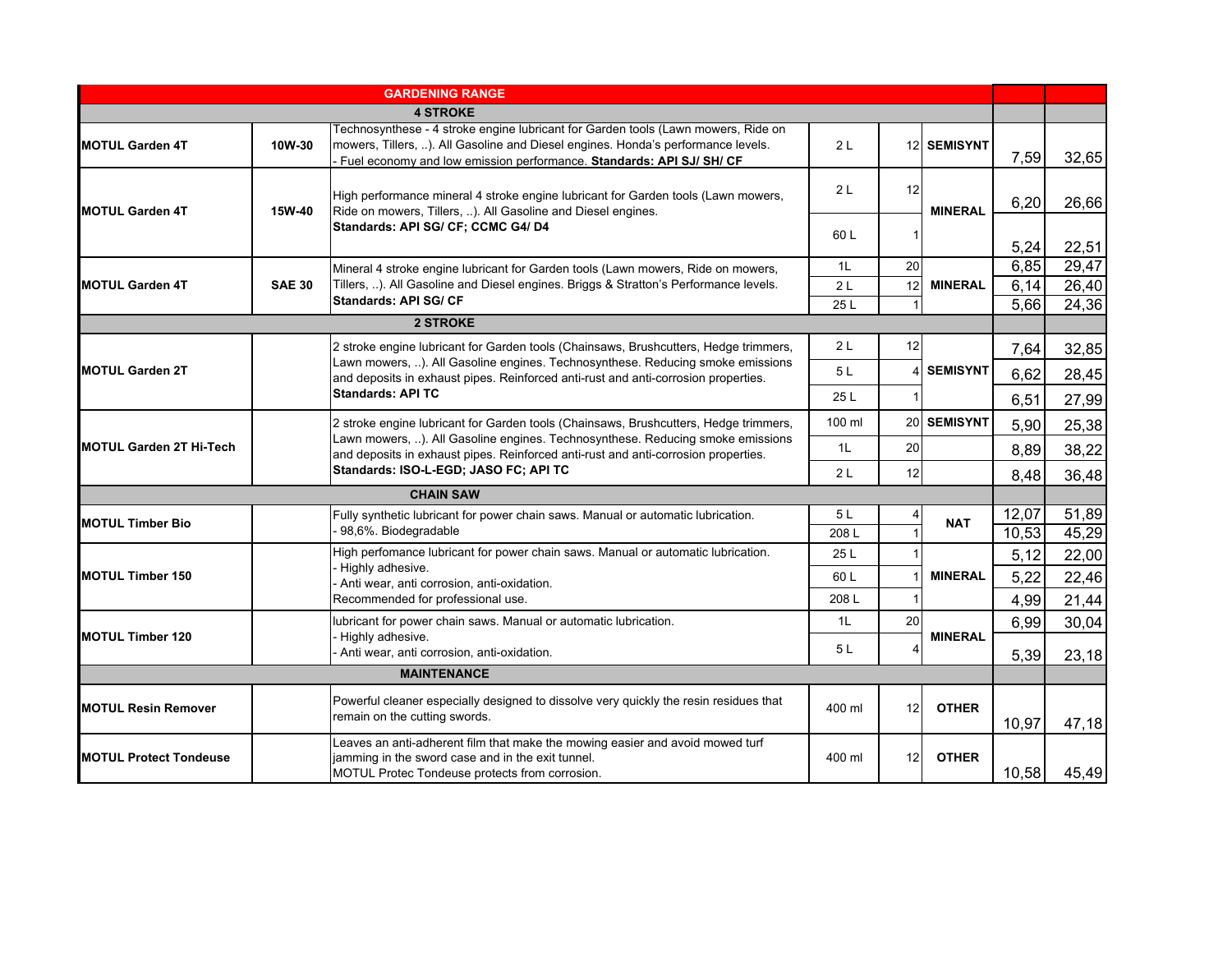| GARDENING RANGE | | | | | | | |
|---|---|---|---|---|---|---|---|
| **4 STROKE** | | | | | | | |
| **MOTUL Garden 4T** | **10W-30** | Technosynthese - 4 stroke engine lubricant for Garden tools (Lawn mowers, Ride on mowers, Tillers, ..). All Gasoline and Diesel engines. Honda's performance levels. - Fuel economy and low emission performance. **Standards: API SJ/ SH/ CF** | 2 L | 12 | **SEMISYNT** | 7,59 | 32,65 |
| **MOTUL Garden 4T** | **15W-40** | High performance mineral 4 stroke engine lubricant for Garden tools (Lawn mowers, Ride on mowers, Tillers, ..). All Gasoline and Diesel engines. **Standards: API SG/ CF; CCMC G4/ D4** | 2 L | 12 | **MINERAL** | 6,20 | 26,66 |
| | | | 60 L | 1 | | 5,24 | 22,51 |
| **MOTUL Garden 4T** | **SAE 30** | Mineral 4 stroke engine lubricant for Garden tools (Lawn mowers, Ride on mowers, Tillers, ..). All Gasoline and Diesel engines. Briggs & Stratton's Performance levels. **Standards: API SG/ CF** | 1L | 20 | **MINERAL** | 6,85 | 29,47 |
| | | | 2 L | 12 | | 6,14 | 26,40 |
| | | | 25 L | 1 | | 5,66 | 24,36 |
| **2 STROKE** | | | | | | | |
| **MOTUL Garden 2T** | | 2 stroke engine lubricant for Garden tools (Chainsaws, Brushcutters, Hedge trimmers, Lawn mowers, ..). All Gasoline engines. Technosynthese. Reducing smoke emissions and deposits in exhaust pipes. Reinforced anti-rust and anti-corrosion properties. **Standards: API TC** | 2 L | 12 | **SEMISYNT** | 7,64 | 32,85 |
| | | | 5 L | 4 | | 6,62 | 28,45 |
| | | | 25 L | 1 | | 6,51 | 27,99 |
| **MOTUL Garden 2T Hi-Tech** | | 2 stroke engine lubricant for Garden tools (Chainsaws, Brushcutters, Hedge trimmers, Lawn mowers, ..). All Gasoline engines. Technosynthese. Reducing smoke emissions and deposits in exhaust pipes. Reinforced anti-rust and anti-corrosion properties. **Standards: ISO-L-EGD; JASO FC; API TC** | 100 ml | 20 | **SEMISYNT** | 5,90 | 25,38 |
| | | | 1L | 20 | | 8,89 | 38,22 |
| | | | 2 L | 12 | | 8,48 | 36,48 |
| **CHAIN SAW** | | | | | | | |
| **MOTUL Timber Bio** | | Fully synthetic lubricant for power chain saws. Manual or automatic lubrication. - 98,6%. Biodegradable | 5 L | 4 | **NAT** | 12,07 | 51,89 |
| | | | 208 L | 1 | | 10,53 | 45,29 |
| **MOTUL Timber 150** | | High perfomance lubricant for power chain saws. Manual or automatic lubrication. - Highly adhesive. - Anti wear, anti corrosion, anti-oxidation. Recommended for professional use. | 25 L | 1 | **MINERAL** | 5,12 | 22,00 |
| | | | 60 L | 1 | | 5,22 | 22,46 |
| | | | 208 L | 1 | | 4,99 | 21,44 |
| **MOTUL Timber 120** | | lubricant for power chain saws. Manual or automatic lubrication. - Highly adhesive. - Anti wear, anti corrosion, anti-oxidation. | 1L | 20 | **MINERAL** | 6,99 | 30,04 |
| | | | 5 L | 4 | | 5,39 | 23,18 |
| **MAINTENANCE** | | | | | | | |
| **MOTUL Resin Remover** | | Powerful cleaner especially designed to dissolve very quickly the resin residues that remain on the cutting swords. | 400 ml | 12 | **OTHER** | 10,97 | 47,18 |
| **MOTUL Protect Tondeuse** | | Leaves an anti-adherent film that make the mowing easier and avoid mowed turf jamming in the sword case and in the exit tunnel. MOTUL Protec Tondeuse protects from corrosion. | 400 ml | 12 | **OTHER** | 10,58 | 45,49 |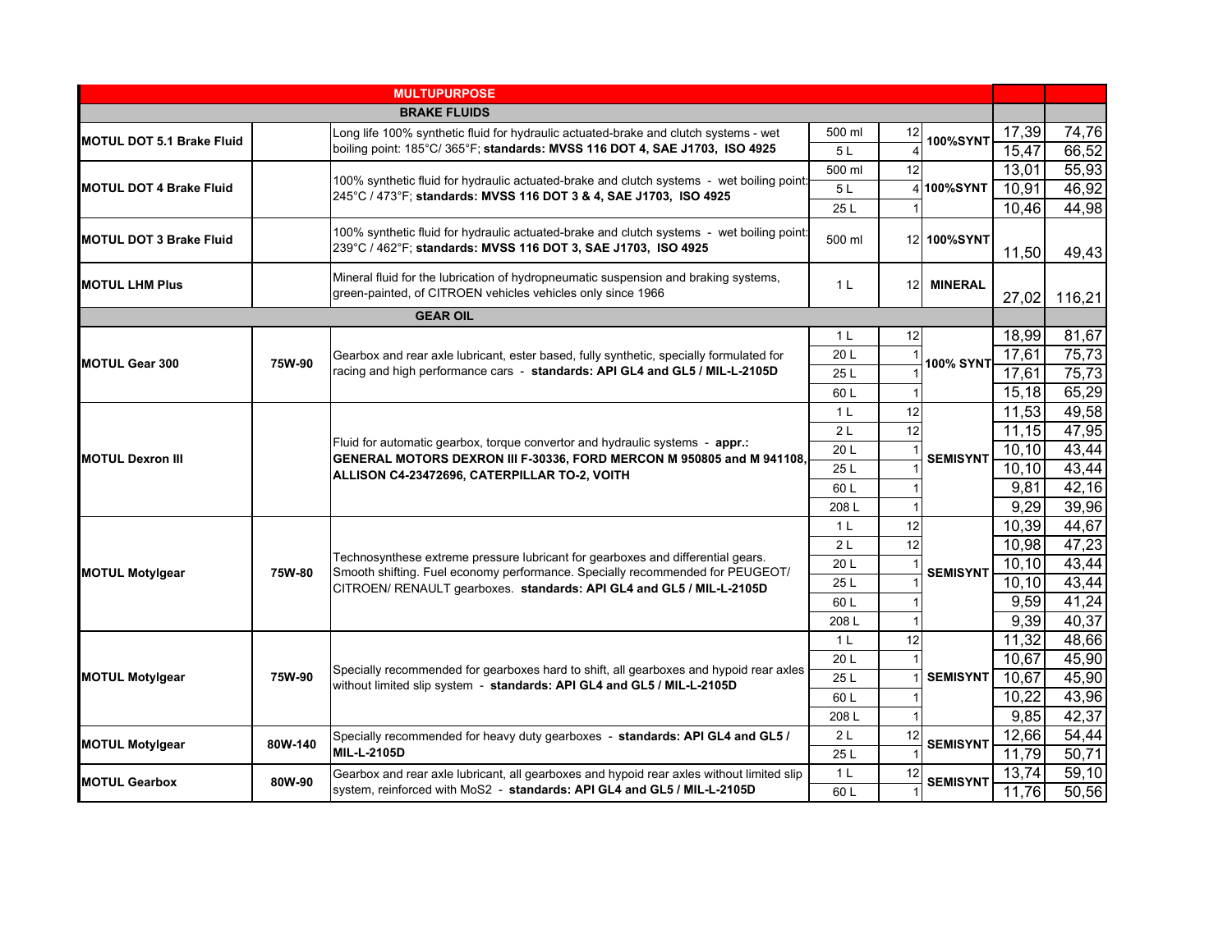| MULTIPURPOSE | | | | | | | |
|---|---|---|---|---|---|---|---|
| **BRAKE FLUIDS** | | | | | | | |
| **MOTUL DOT 5.1 Brake Fluid** | | Long life 100% synthetic fluid for hydraulic actuated-brake and clutch systems - wet boiling point: 185°C/ 365°F; **standards: MVSS 116 DOT 4, SAE J1703, ISO 4925** | 500 ml | 12 | **100%SYNT** | 17,39 | 74,76 |
| | | | 5 L | 4 | | 15,47 | 66,52 |
| **MOTUL DOT 4 Brake Fluid** | | 100% synthetic fluid for hydraulic actuated-brake and clutch systems - wet boiling point: 245°C / 473°F; **standards: MVSS 116 DOT 3 & 4, SAE J1703, ISO 4925** | 500 ml | 12 | **100%SYNT** | 13,01 | 55,93 |
| | | | 5 L | 4 | | 10,91 | 46,92 |
| | | | 25 L | 1 | | 10,46 | 44,98 |
| **MOTUL DOT 3 Brake Fluid** | | 100% synthetic fluid for hydraulic actuated-brake and clutch systems - wet boiling point: 239°C / 462°F; **standards: MVSS 116 DOT 3, SAE J1703, ISO 4925** | 500 ml | 12 | **100%SYNT** | 11,50 | 49,43 |
| **MOTUL LHM Plus** | | Mineral fluid for the lubrication of hydropneumatic suspension and braking systems, green-painted, of CITROEN vehicles vehicles only since 1966 | 1 L | 12 | **MINERAL** | 27,02 | 116,21 |
| **GEAR OIL** | | | | | | | |
| **MOTUL Gear 300** | **75W-90** | Gearbox and rear axle lubricant, ester based, fully synthetic, specially formulated for racing and high performance cars - **standards: API GL4 and GL5 / MIL-L-2105D** | 1 L | 12 | **100% SYNT** | 18,99 | 81,67 |
| | | | 20 L | 1 | | 17,61 | 75,73 |
| | | | 25 L | 1 | | 17,61 | 75,73 |
| | | | 60 L | 1 | | 15,18 | 65,29 |
| **MOTUL Dexron III** | | Fluid for automatic gearbox, torque convertor and hydraulic systems - **appr.: GENERAL MOTORS DEXRON III F-30336, FORD MERCON M 950805 and M 941108, ALLISON C4-23472696, CATERPILLAR TO-2, VOITH** | 1 L | 12 | **SEMISYNT** | 11,53 | 49,58 |
| | | | 2 L | 12 | | 11,15 | 47,95 |
| | | | 20 L | 1 | | 10,10 | 43,44 |
| | | | 25 L | 1 | | 10,10 | 43,44 |
| | | | 60 L | 1 | | 9,81 | 42,16 |
| | | | 208 L | 1 | | 9,29 | 39,96 |
| **MOTUL Motylgear** | **75W-80** | Technosynthese extreme pressure lubricant for gearboxes and differential gears. Smooth shifting. Fuel economy performance. Specially recommended for PEUGEOT/ CITROEN/ RENAULT gearboxes. **standards: API GL4 and GL5 / MIL-L-2105D** | 1 L | 12 | **SEMISYNT** | 10,39 | 44,67 |
| | | | 2 L | 12 | | 10,98 | 47,23 |
| | | | 20 L | 1 | | 10,10 | 43,44 |
| | | | 25 L | 1 | | 10,10 | 43,44 |
| | | | 60 L | 1 | | 9,59 | 41,24 |
| | | | 208 L | 1 | | 9,39 | 40,37 |
| **MOTUL Motylgear** | **75W-90** | Specially recommended for gearboxes hard to shift, all gearboxes and hypoid rear axles without limited slip system - **standards: API GL4 and GL5 / MIL-L-2105D** | 1 L | 12 | **SEMISYNT** | 11,32 | 48,66 |
| | | | 20 L | 1 | | 10,67 | 45,90 |
| | | | 25 L | 1 | | 10,67 | 45,90 |
| | | | 60 L | 1 | | 10,22 | 43,96 |
| | | | 208 L | 1 | | 9,85 | 42,37 |
| **MOTUL Motylgear** | **80W-140** | Specially recommended for heavy duty gearboxes - **standards: API GL4 and GL5 / MIL-L-2105D** | 2 L | 12 | **SEMISYNT** | 12,66 | 54,44 |
| | | | 25 L | 1 | | 11,79 | 50,71 |
| **MOTUL Gearbox** | **80W-90** | Gearbox and rear axle lubricant, all gearboxes and hypoid rear axles without limited slip system, reinforced with MoS2 - **standards: API GL4 and GL5 / MIL-L-2105D** | 1 L | 12 | **SEMISYNT** | 13,74 | 59,10 |
| | | | 60 L | 1 | | 11,76 | 50,56 |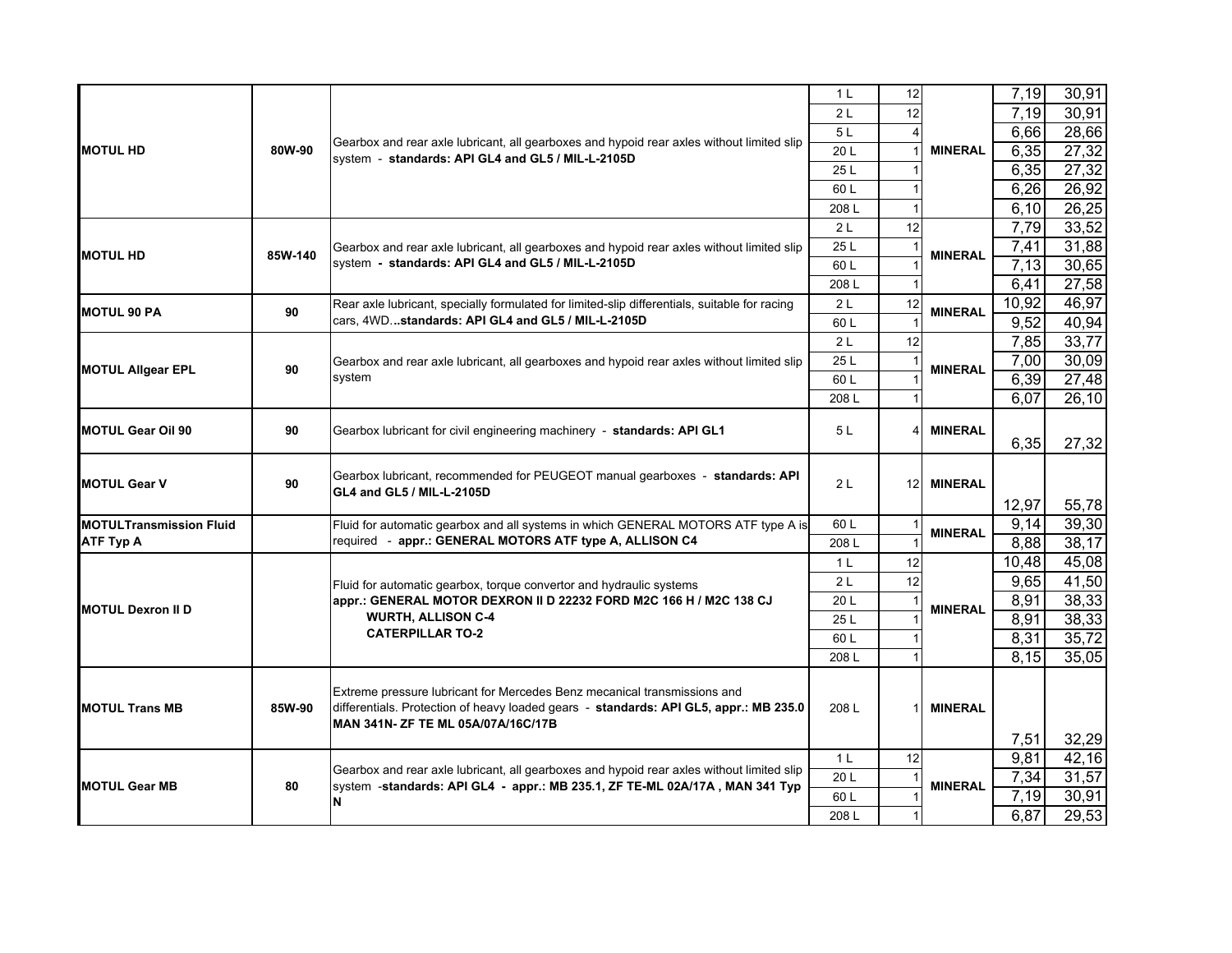| Product | Viscosity | Description | Packaging | Units | Type | Price 1 | Price 2 |
|---|---|---|---|---|---|---|---|
| **MOTUL HD** | **80W-90** | Gearbox and rear axle lubricant, all gearboxes and hypoid rear axles without limited slip system - **standards: API GL4 and GL5 / MIL-L-2105D** | 1 L | 12 | **MINERAL** | 7,19 | 30,91 |
| | | | 2 L | 12 | | 7,19 | 30,91 |
| | | | 5 L | 4 | | 6,66 | 28,66 |
| | | | 20 L | 1 | | 6,35 | 27,32 |
| | | | 25 L | 1 | | 6,35 | 27,32 |
| | | | 60 L | 1 | | 6,26 | 26,92 |
| | | | 208 L | 1 | | 6,10 | 26,25 |
| **MOTUL HD** | **85W-140** | Gearbox and rear axle lubricant, all gearboxes and hypoid rear axles without limited slip system - **standards: API GL4 and GL5 / MIL-L-2105D** | 2 L | 12 | **MINERAL** | 7,79 | 33,52 |
| | | | 25 L | 1 | | 7,41 | 31,88 |
| | | | 60 L | 1 | | 7,13 | 30,65 |
| | | | 208 L | 1 | | 6,41 | 27,58 |
| **MOTUL 90 PA** | **90** | Rear axle lubricant, specially formulated for limited-slip differentials, suitable for racing cars, 4WD...**standards: API GL4 and GL5 / MIL-L-2105D** | 2 L | 12 | **MINERAL** | 10,92 | 46,97 |
| | | | 60 L | 1 | | 9,52 | 40,94 |
| **MOTUL Allgear EPL** | **90** | Gearbox and rear axle lubricant, all gearboxes and hypoid rear axles without limited slip system | 2 L | 12 | **MINERAL** | 7,85 | 33,77 |
| | | | 25 L | 1 | | 7,00 | 30,09 |
| | | | 60 L | 1 | | 6,39 | 27,48 |
| | | | 208 L | 1 | | 6,07 | 26,10 |
| **MOTUL Gear Oil 90** | **90** | Gearbox lubricant for civil engineering machinery - **standards: API GL1** | 5 L | 4 | **MINERAL** | 6,35 | 27,32 |
| **MOTUL Gear V** | **90** | Gearbox lubricant, recommended for PEUGEOT manual gearboxes - **standards: API GL4 and GL5 / MIL-L-2105D** | 2 L | 12 | **MINERAL** | 12,97 | 55,78 |
| **MOTULTransmission Fluid ATF Typ A** | | Fluid for automatic gearbox and all systems in which GENERAL MOTORS ATF type A is required - **appr.: GENERAL MOTORS ATF type A, ALLISON C4** | 60 L | 1 | **MINERAL** | 9,14 | 39,30 |
| | | | 208 L | 1 | | 8,88 | 38,17 |
| **MOTUL Dexron II D** | | Fluid for automatic gearbox, torque convertor and hydraulic systems **appr.: GENERAL MOTOR DEXRON II D 22232 FORD M2C 166 H / M2C 138 CJ WURTH, ALLISON C-4 CATERPILLAR TO-2** | 1 L | 12 | **MINERAL** | 10,48 | 45,08 |
| | | | 2 L | 12 | | 9,65 | 41,50 |
| | | | 20 L | 1 | | 8,91 | 38,33 |
| | | | 25 L | 1 | | 8,91 | 38,33 |
| | | | 60 L | 1 | | 8,31 | 35,72 |
| | | | 208 L | 1 | | 8,15 | 35,05 |
| **MOTUL Trans MB** | **85W-90** | Extreme pressure lubricant for Mercedes Benz mecanical transmissions and differentials. Protection of heavy loaded gears - **standards: API GL5, appr.: MB 235.0 MAN 341N- ZF TE ML 05A/07A/16C/17B** | 208 L | 1 | **MINERAL** | 7,51 | 32,29 |
| **MOTUL Gear MB** | **80** | Gearbox and rear axle lubricant, all gearboxes and hypoid rear axles without limited slip system -**standards: API GL4 - appr.: MB 235.1, ZF TE-ML 02A/17A , MAN 341 Typ N** | 1 L | 12 | **MINERAL** | 9,81 | 42,16 |
| | | | 20 L | 1 | | 7,34 | 31,57 |
| | | | 60 L | 1 | | 7,19 | 30,91 |
| | | | 208 L | 1 | | 6,87 | 29,53 |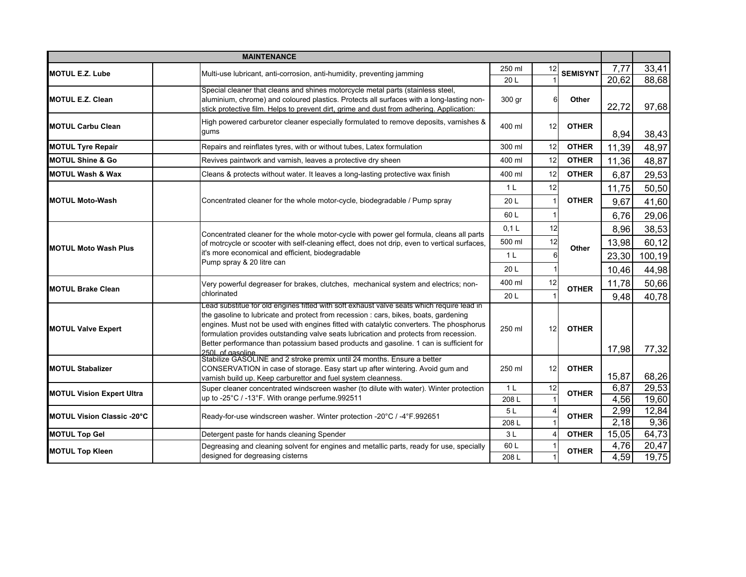| MAINTENANCE | | | | | | | |
|---|---|---|---|---|---|---|---|
| **MOTUL E.Z. Lube** | | Multi-use lubricant, anti-corrosion, anti-humidity, preventing jamming | 250 ml | 12 | **SEMISYNT** | 7,77 | 33,41 |
| | | | 20 L | 1 | | 20,62 | 88,68 |
| **MOTUL E.Z. Clean** | | Special cleaner that cleans and shines motorcycle metal parts (stainless steel, aluminium, chrome) and coloured plastics. Protects all surfaces with a long-lasting non-stick protective film. Helps to prevent dirt, grime and dust from adhering. Application: | 300 gr | 6 | **Other** | 22,72 | 97,68 |
| **MOTUL Carbu Clean** | | High powered carburetor cleaner especially formulated to remove deposits, varnishes & gums | 400 ml | 12 | **OTHER** | 8,94 | 38,43 |
| **MOTUL Tyre Repair** | | Repairs and reinflates tyres, with or without tubes, Latex formulation | 300 ml | 12 | **OTHER** | 11,39 | 48,97 |
| **MOTUL Shine & Go** | | Revives paintwork and varnish, leaves a protective dry sheen | 400 ml | 12 | **OTHER** | 11,36 | 48,87 |
| **MOTUL Wash & Wax** | | Cleans & protects without water. It leaves a long-lasting protective wax finish | 400 ml | 12 | **OTHER** | 6,87 | 29,53 |
| **MOTUL Moto-Wash** | | Concentrated cleaner for the whole motor-cycle, biodegradable / Pump spray | 1 L | 12 | **OTHER** | 11,75 | 50,50 |
| | | | 20 L | 1 | | 9,67 | 41,60 |
| | | | 60 L | 1 | | 6,76 | 29,06 |
| **MOTUL Moto Wash Plus** | | Concentrated cleaner for the whole motor-cycle with power gel formula, cleans all parts of motrcycle or scooter with self-cleaning effect, does not drip, even to vertical surfaces, it's more economical and efficient, biodegradable Pump spray & 20 litre can | 0,1 L | 12 | **Other** | 8,96 | 38,53 |
| | | | 500 ml | 12 | | 13,98 | 60,12 |
| | | | 1 L | 6 | | 23,30 | 100,19 |
| | | | 20 L | 1 | | 10,46 | 44,98 |
| **MOTUL Brake Clean** | | Very powerful degreaser for brakes, clutches, mechanical system and electrics; non-chlorinated | 400 ml | 12 | **OTHER** | 11,78 | 50,66 |
| | | | 20 L | 1 | | 9,48 | 40,78 |
| **MOTUL Valve Expert** | | Lead substitue for old engines fitted with soft exhaust valve seats which require lead in the gasoline to lubricate and protect from recession : cars, bikes, boats, gardening engines. Must not be used with engines fitted with catalytic converters. The phosphorus formulation provides outstanding valve seats lubrication and protects from recession. Better performance than potassium based products and gasoline. 1 can is sufficient for 250L of gasoline | 250 ml | 12 | **OTHER** | 17,98 | 77,32 |
| **MOTUL Stabalizer** | | Stabilize GASOLINE and 2 stroke premix until 24 months. Ensure a better CONSERVATION in case of storage. Easy start up after wintering. Avoid gum and varnish build up. Keep carburettor and fuel system cleanness. | 250 ml | 12 | **OTHER** | 15,87 | 68,26 |
| **MOTUL Vision Expert Ultra** | | Super cleaner concentrated windscreen washer (to dilute with water). Winter protection up to -25°C / -13°F. With orange perfume.992511 | 1 L | 12 | **OTHER** | 6,87 | 29,53 |
| | | | 208 L | 1 | | 4,56 | 19,60 |
| **MOTUL Vision Classic -20°C** | | Ready-for-use windscreen washer. Winter protection -20°C / -4°F.992651 | 5 L | 4 | **OTHER** | 2,99 | 12,84 |
| | | | 208 L | 1 | | 2,18 | 9,36 |
| **MOTUL Top Gel** | | Detergent paste for hands cleaning Spender | 3 L | 4 | **OTHER** | 15,05 | 64,73 |
| **MOTUL Top Kleen** | | Degreasing and cleaning solvent for engines and metallic parts, ready for use, specially designed for degreasing cisterns | 60 L | 1 | **OTHER** | 4,76 | 20,47 |
| | | | 208 L | 1 | | 4,59 | 19,75 |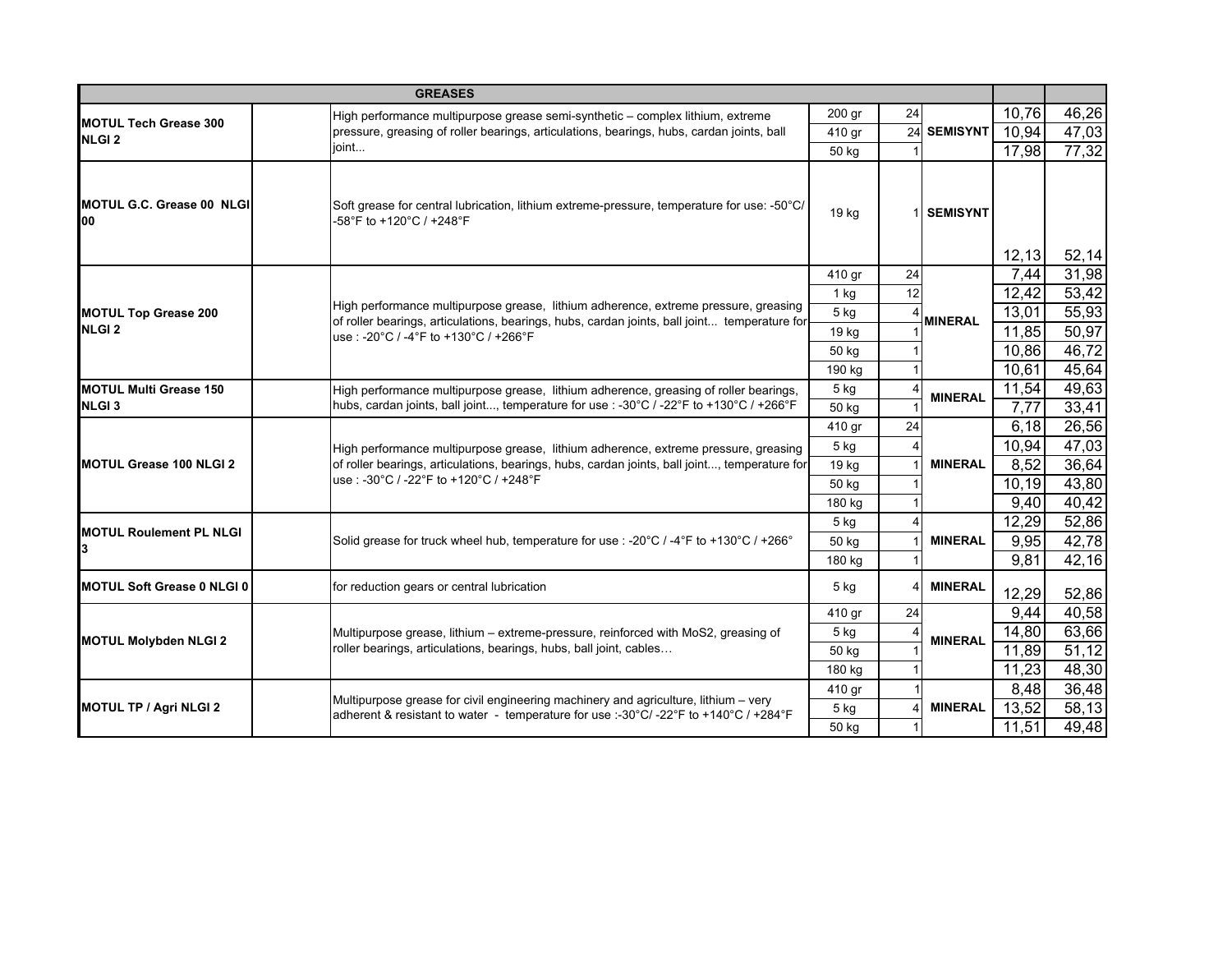| GREASES | | | | | | | |
|---|---|---|---|---|---|---|---|
| MOTUL Tech Grease 300 NLGI 2 | | High performance multipurpose grease semi-synthetic – complex lithium, extreme pressure, greasing of roller bearings, articulations, bearings, hubs, cardan joints, ball joint... | 200 gr | 24 | SEMISYNT | 10,76 | 46,26 |
| | | | 410 gr | 24 | | 10,94 | 47,03 |
| | | | 50 kg | 1 | | 17,98 | 77,32 |
| MOTUL G.C. Grease 00 NLGI 00 | | Soft grease for central lubrication, lithium extreme-pressure, temperature for use: -50°C/ -58°F to +120°C / +248°F | 19 kg | 1 | SEMISYNT | 12,13 | 52,14 |
| MOTUL Top Grease 200 NLGI 2 | | High performance multipurpose grease, lithium adherence, extreme pressure, greasing of roller bearings, articulations, bearings, hubs, cardan joints, ball joint... temperature for use : -20°C / -4°F to +130°C / +266°F | 410 gr | 24 | MINERAL | 7,44 | 31,98 |
| | | | 1 kg | 12 | | 12,42 | 53,42 |
| | | | 5 kg | 4 | | 13,01 | 55,93 |
| | | | 19 kg | 1 | | 11,85 | 50,97 |
| | | | 50 kg | 1 | | 10,86 | 46,72 |
| | | | 190 kg | 1 | | 10,61 | 45,64 |
| MOTUL Multi Grease 150 NLGI 3 | | High performance multipurpose grease, lithium adherence, greasing of roller bearings, hubs, cardan joints, ball joint..., temperature for use : -30°C / -22°F to +130°C / +266°F | 5 kg | 4 | MINERAL | 11,54 | 49,63 |
| | | | 50 kg | 1 | | 7,77 | 33,41 |
| MOTUL Grease 100 NLGI 2 | | High performance multipurpose grease, lithium adherence, extreme pressure, greasing of roller bearings, articulations, bearings, hubs, cardan joints, ball joint..., temperature for use : -30°C / -22°F to +120°C / +248°F | 410 gr | 24 | MINERAL | 6,18 | 26,56 |
| | | | 5 kg | 4 | | 10,94 | 47,03 |
| | | | 19 kg | 1 | | 8,52 | 36,64 |
| | | | 50 kg | 1 | | 10,19 | 43,80 |
| | | | 180 kg | 1 | | 9,40 | 40,42 |
| MOTUL Roulement PL NLGI 3 | | Solid grease for truck wheel hub, temperature for use : -20°C / -4°F to +130°C / +266° | 5 kg | 4 | MINERAL | 12,29 | 52,86 |
| | | | 50 kg | 1 | | 9,95 | 42,78 |
| | | | 180 kg | 1 | | 9,81 | 42,16 |
| MOTUL Soft Grease 0 NLGI 0 | | for reduction gears or central lubrication | 5 kg | 4 | MINERAL | 12,29 | 52,86 |
| MOTUL Molybden NLGI 2 | | Multipurpose grease, lithium – extreme-pressure, reinforced with MoS2, greasing of roller bearings, articulations, bearings, hubs, ball joint, cables… | 410 gr | 24 | MINERAL | 9,44 | 40,58 |
| | | | 5 kg | 4 | | 14,80 | 63,66 |
| | | | 50 kg | 1 | | 11,89 | 51,12 |
| | | | 180 kg | 1 | | 11,23 | 48,30 |
| MOTUL TP / Agri NLGI 2 | | Multipurpose grease for civil engineering machinery and agriculture, lithium – very adherent & resistant to water - temperature for use :-30°C/ -22°F to +140°C / +284°F | 410 gr | 1 | MINERAL | 8,48 | 36,48 |
| | | | 5 kg | 4 | | 13,52 | 58,13 |
| | | | 50 kg | 1 | | 11,51 | 49,48 |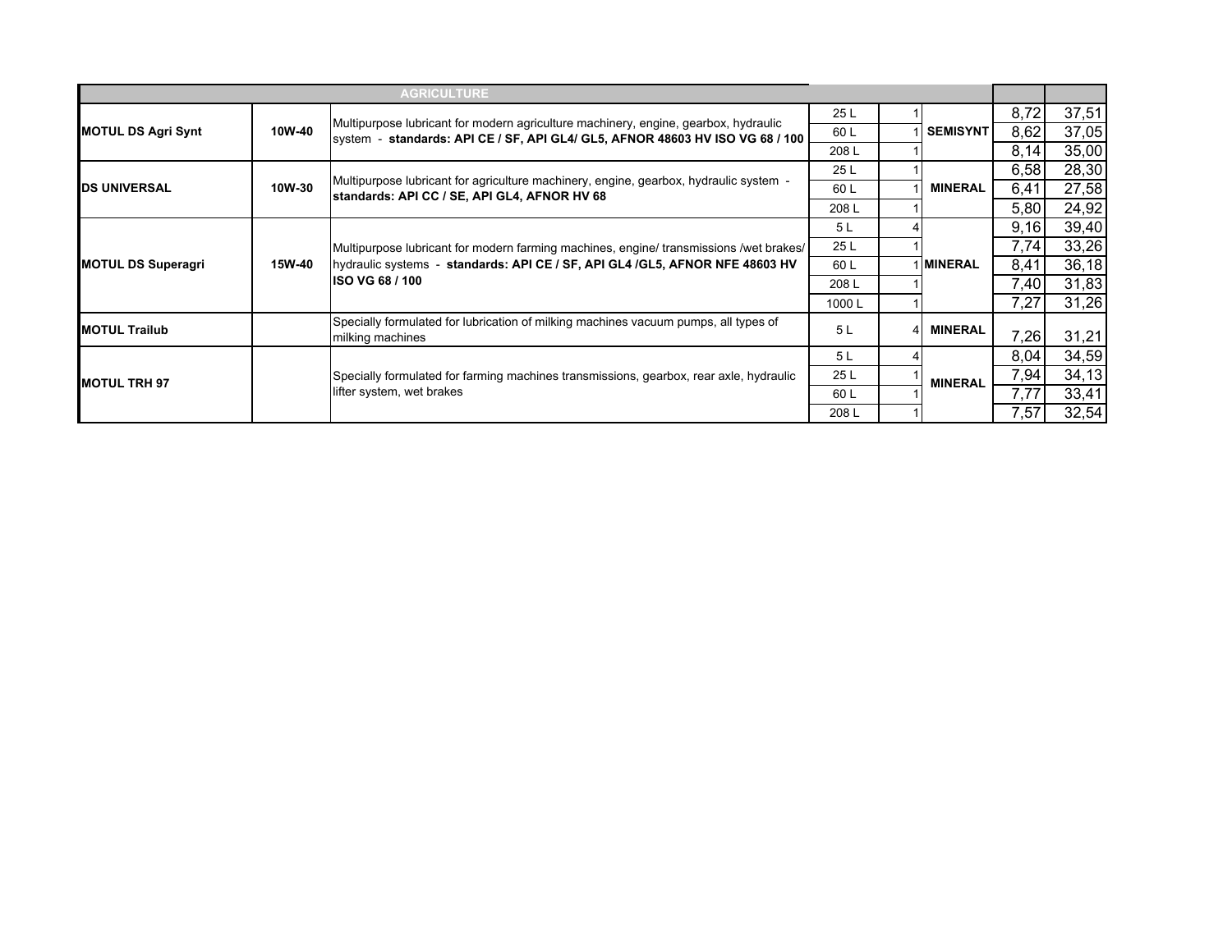| AGRICULTURE | | | | | | | |
|---|---|---|---|---|---|---|---|
| **MOTUL DS Agri Synt** | **10W-40** | Multipurpose lubricant for modern agriculture machinery, engine, gearbox, hydraulic system - **standards: API CE / SF, API GL4/ GL5, AFNOR 48603 HV ISO VG 68 / 100** | 25 L | 1 | **SEMISYNT** | 8,72 | 37,51 |
| | | | 60 L | 1 | | 8,62 | 37,05 |
| | | | 208 L | 1 | | 8,14 | 35,00 |
| **DS UNIVERSAL** | **10W-30** | Multipurpose lubricant for agriculture machinery, engine, gearbox, hydraulic system - **standards: API CC / SE, API GL4, AFNOR HV 68** | 25 L | 1 | **MINERAL** | 6,58 | 28,30 |
| | | | 60 L | 1 | | 6,41 | 27,58 |
| | | | 208 L | 1 | | 5,80 | 24,92 |
| **MOTUL DS Superagri** | **15W-40** | Multipurpose lubricant for modern farming machines, engine/ transmissions /wet brakes/ hydraulic systems - **standards: API CE / SF, API GL4 /GL5, AFNOR NFE 48603 HV ISO VG 68 / 100** | 5 L | 4 | **MINERAL** | 9,16 | 39,40 |
| | | | 25 L | 1 | | 7,74 | 33,26 |
| | | | 60 L | 1 | | 8,41 | 36,18 |
| | | | 208 L | 1 | | 7,40 | 31,83 |
| | | | 1000 L | 1 | | 7,27 | 31,26 |
| **MOTUL Trailub** | | Specially formulated for lubrication of milking machines vacuum pumps, all types of milking machines | 5 L | 4 | **MINERAL** | 7,26 | 31,21 |
| **MOTUL TRH 97** | | Specially formulated for farming machines transmissions, gearbox, rear axle, hydraulic lifter system, wet brakes | 5 L | 4 | **MINERAL** | 8,04 | 34,59 |
| | | | 25 L | 1 | | 7,94 | 34,13 |
| | | | 60 L | 1 | | 7,77 | 33,41 |
| | | | 208 L | 1 | | 7,57 | 32,54 |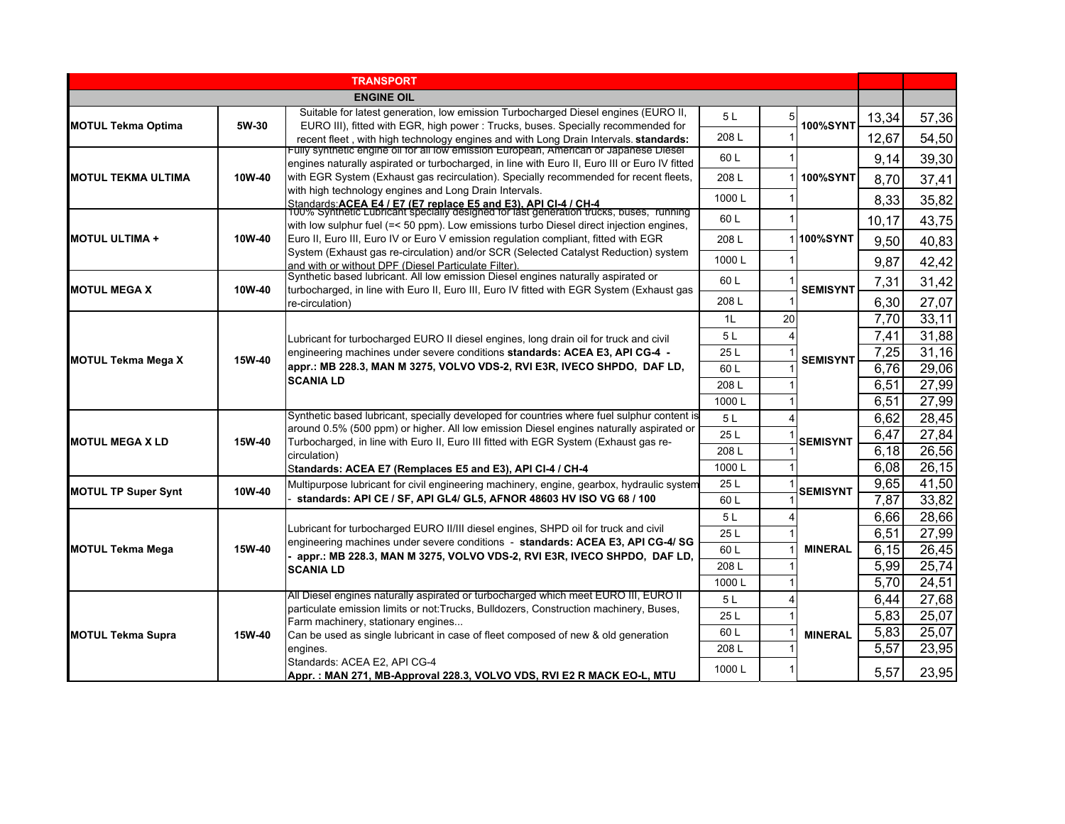| TRANSPORT | | | | | | | |
|---|---|---|---|---|---|---|---|
| ENGINE OIL | | | | | | | |
| MOTUL Tekma Optima | 5W-30 | Suitable for latest generation, low emission Turbocharged Diesel engines (EURO II, EURO III), fitted with EGR, high power : Trucks, buses. Specially recommended for recent fleet , with high technology engines and with Long Drain Intervals. **standards:** | 5 L | 5 | 100%SYNT | 13,34 | 57,36 |
| | | | 208 L | 1 | | 12,67 | 54,50 |
| MOTUL TEKMA ULTIMA | 10W-40 | Fully synthetic engine oil for all low emission European, American or Japanese Diesel engines naturally aspirated or turbocharged, in line with Euro II, Euro III or Euro IV fitted with EGR System (Exhaust gas recirculation). Specially recommended for recent fleets, with high technology engines and Long Drain Intervals. Standards:**ACEA E4 / E7 (E7 replace E5 and E3), API CI-4 / CH-4** | 60 L | 1 | 100%SYNT | 9,14 | 39,30 |
| | | | 208 L | 1 | | 8,70 | 37,41 |
| | | | 1000 L | 1 | | 8,33 | 35,82 |
| MOTUL ULTIMA + | 10W-40 | 100% Synthetic Lubricant specially designed for last generation trucks, buses, running with low sulphur fuel (=< 50 ppm). Low emissions turbo Diesel direct injection engines, Euro II, Euro III, Euro IV or Euro V emission regulation compliant, fitted with EGR System (Exhaust gas re-circulation) and/or SCR (Selected Catalyst Reduction) system and with or without DPF (Diesel Particulate Filter). | 60 L | 1 | 100%SYNT | 10,17 | 43,75 |
| | | | 208 L | 1 | | 9,50 | 40,83 |
| | | | 1000 L | 1 | | 9,87 | 42,42 |
| MOTUL MEGA X | 10W-40 | Synthetic based lubricant. All low emission Diesel engines naturally aspirated or turbocharged, in line with Euro II, Euro III, Euro IV fitted with EGR System (Exhaust gas re-circulation) | 60 L | 1 | SEMISYNT | 7,31 | 31,42 |
| | | | 208 L | 1 | | 6,30 | 27,07 |
| MOTUL Tekma Mega X | 15W-40 | Lubricant for turbocharged EURO II diesel engines, long drain oil for truck and civil engineering machines under severe conditions **standards: ACEA E3, API CG-4 - appr.: MB 228.3, MAN M 3275, VOLVO VDS-2, RVI E3R, IVECO SHPDO, DAF LD, SCANIA LD** | 1L | 20 | SEMISYNT | 7,70 | 33,11 |
| | | | 5 L | 4 | | 7,41 | 31,88 |
| | | | 25 L | 1 | | 7,25 | 31,16 |
| | | | 60 L | 1 | | 6,76 | 29,06 |
| | | | 208 L | 1 | | 6,51 | 27,99 |
| | | | 1000 L | 1 | | 6,51 | 27,99 |
| MOTUL MEGA X LD | 15W-40 | Synthetic based lubricant, specially developed for countries where fuel sulphur content is around 0.5% (500 ppm) or higher. All low emission Diesel engines naturally aspirated or Turbocharged, in line with Euro II, Euro III fitted with EGR System (Exhaust gas re-circulation) **Standards: ACEA E7 (Remplaces E5 and E3), API CI-4 / CH-4** | 5 L | 4 | SEMISYNT | 6,62 | 28,45 |
| | | | 25 L | 1 | | 6,47 | 27,84 |
| | | | 208 L | 1 | | 6,18 | 26,56 |
| | | | 1000 L | 1 | | 6,08 | 26,15 |
| MOTUL TP Super Synt | 10W-40 | Multipurpose lubricant for civil engineering machinery, engine, gearbox, hydraulic system - **standards: API CE / SF, API GL4/ GL5, AFNOR 48603 HV ISO VG 68 / 100** | 25 L | 1 | SEMISYNT | 9,65 | 41,50 |
| | | | 60 L | 1 | | 7,87 | 33,82 |
| MOTUL Tekma Mega | 15W-40 | Lubricant for turbocharged EURO II/III diesel engines, SHPD oil for truck and civil engineering machines under severe conditions - **standards: ACEA E3, API CG-4/ SG - appr.: MB 228.3, MAN M 3275, VOLVO VDS-2, RVI E3R, IVECO SHPDO, DAF LD, SCANIA LD** | 5 L | 4 | MINERAL | 6,66 | 28,66 |
| | | | 25 L | 1 | | 6,51 | 27,99 |
| | | | 60 L | 1 | | 6,15 | 26,45 |
| | | | 208 L | 1 | | 5,99 | 25,74 |
| | | | 1000 L | 1 | | 5,70 | 24,51 |
| MOTUL Tekma Supra | 15W-40 | All Diesel engines naturally aspirated or turbocharged which meet EURO III, EURO II particulate emission limits or not:Trucks, Bulldozers, Construction machinery, Buses, Farm machinery, stationary engines... Can be used as single lubricant in case of fleet composed of new & old generation engines. Standards: ACEA E2, API CG-4 **Appr. : MAN 271, MB-Approval 228.3, VOLVO VDS, RVI E2 R MACK EO-L, MTU** | 5 L | 4 | MINERAL | 6,44 | 27,68 |
| | | | 25 L | 1 | | 5,83 | 25,07 |
| | | | 60 L | 1 | | 5,83 | 25,07 |
| | | | 208 L | 1 | | 5,57 | 23,95 |
| | | | 1000 L | 1 | | 5,57 | 23,95 |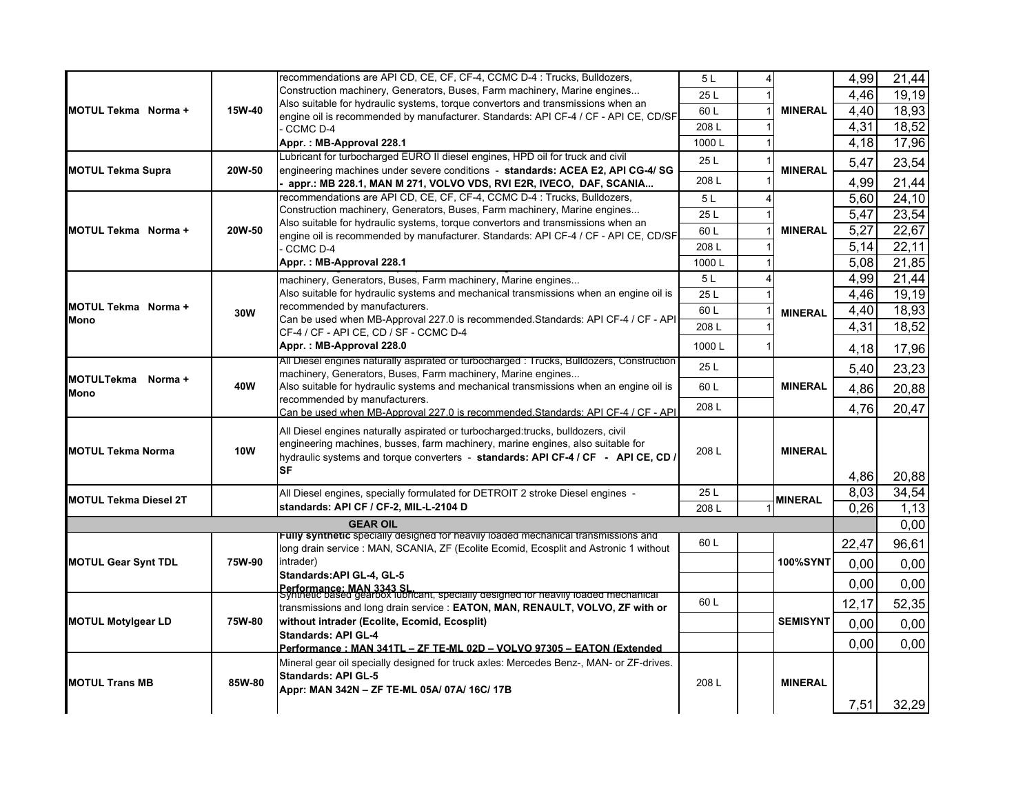| | | | | | | | |
|---|---|---|---|---|---|---|---|
| MOTUL Tekma Norma + | 15W-40 | recommendations are API CD, CE, CF, CF-4, CCMC D-4 : Trucks, Bulldozers, Construction machinery, Generators, Buses, Farm machinery, Marine engines... Also suitable for hydraulic systems, torque convertors and transmissions when an engine oil is recommended by manufacturer. Standards: API CF-4 / CF - API CE, CD/SF - CCMC D-4 **Appr. : MB-Approval 228.1** | 5 L | 4 | MINERAL | 4,99 | 21,44 |
| | | | 25 L | 1 | | 4,46 | 19,19 |
| | | | 60 L | 1 | | 4,40 | 18,93 |
| | | | 208 L | 1 | | 4,31 | 18,52 |
| | | | 1000 L | 1 | | 4,18 | 17,96 |
| MOTUL Tekma Supra | 20W-50 | Lubricant for turbocharged EURO II diesel engines, HPD oil for truck and civil engineering machines under severe conditions - **standards: ACEA E2, API CG-4/ SG - appr.: MB 228.1, MAN M 271, VOLVO VDS, RVI E2R, IVECO, DAF, SCANIA...** | 25 L | 1 | MINERAL | 5,47 | 23,54 |
| | | | 208 L | 1 | | 4,99 | 21,44 |
| MOTUL Tekma Norma + | 20W-50 | recommendations are API CD, CE, CF, CF-4, CCMC D-4 : Trucks, Bulldozers, Construction machinery, Generators, Buses, Farm machinery, Marine engines... Also suitable for hydraulic systems, torque convertors and transmissions when an engine oil is recommended by manufacturer. Standards: API CF-4 / CF - API CE, CD/SF - CCMC D-4 **Appr. : MB-Approval 228.1** | 5 L | 4 | MINERAL | 5,60 | 24,10 |
| | | | 25 L | 1 | | 5,47 | 23,54 |
| | | | 60 L | 1 | | 5,27 | 22,67 |
| | | | 208 L | 1 | | 5,14 | 22,11 |
| | | | 1000 L | 1 | | 5,08 | 21,85 |
| MOTUL Tekma Norma + Mono | 30W | machinery, Generators, Buses, Farm machinery, Marine engines... Also suitable for hydraulic systems and mechanical transmissions when an engine oil is recommended by manufacturers. Can be used when MB-Approval 227.0 is recommended.Standards: API CF-4 / CF - API CF-4 / CF - API CE, CD / SF - CCMC D-4 **Appr. : MB-Approval 228.0** | 5 L | 4 | MINERAL | 4,99 | 21,44 |
| | | | 25 L | 1 | | 4,46 | 19,19 |
| | | | 60 L | 1 | | 4,40 | 18,93 |
| | | | 208 L | 1 | | 4,31 | 18,52 |
| | | | 1000 L | 1 | | 4,18 | 17,96 |
| MOTULTekma Norma + Mono | 40W | All Diesel engines naturally aspirated or turbocharged : Trucks, Bulldozers, Construction machinery, Generators, Buses, Farm machinery, Marine engines... Also suitable for hydraulic systems and mechanical transmissions when an engine oil is recommended by manufacturers. Can be used when MB-Approval 227.0 is recommended.Standards: API CF-4 / CF - API | 25 L | | MINERAL | 5,40 | 23,23 |
| | | | 60 L | | | 4,86 | 20,88 |
| | | | 208 L | | | 4,76 | 20,47 |
| MOTUL Tekma Norma | 10W | All Diesel engines naturally aspirated or turbocharged:trucks, bulldozers, civil engineering machines, busses, farm machinery, marine engines, also suitable for hydraulic systems and torque converters - **standards: API CF-4 / CF - API CE, CD / SF** | 208 L | | MINERAL | 4,86 | 20,88 |
| MOTUL Tekma Diesel 2T | | All Diesel engines, specially formulated for DETROIT 2 stroke Diesel engines - **standards: API CF / CF-2, MIL-L-2104 D** | 25 L | | MINERAL | 8,03 | 34,54 |
| | | | 208 L | 1 | | 0,26 | 1,13 |
| | | **GEAR OIL** | | | | | 0,00 |
| MOTUL Gear Synt TDL | 75W-90 | **Fully synthetic** specially designed for heavily loaded mechanical transmissions and long drain service : MAN, SCANIA, ZF (Ecolite Ecomid, Ecosplit and Astronic 1 without intrader) **Standards:API GL-4, GL-5** **Performance: MAN 3343 SL** | 60 L | | 100%SYNT | 22,47 | 96,61 |
| | | | | | | 0,00 | 0,00 |
| | | | | | | 0,00 | 0,00 |
| MOTUL Motylgear LD | 75W-80 | Synthetic based gearbox lubricant, specially designed for heavily loaded mechanical transmissions and long drain service : **EATON, MAN, RENAULT, VOLVO, ZF with or without intrader (Ecolite, Ecomid, Ecosplit)** **Standards: API GL-4** **Performance : MAN 341TL – ZF TE-ML 02D – VOLVO 97305 – EATON (Extended** | 60 L | | SEMISYNT | 12,17 | 52,35 |
| | | | | | | 0,00 | 0,00 |
| | | | | | | 0,00 | 0,00 |
| MOTUL Trans MB | 85W-80 | Mineral gear oil specially designed for truck axles: Mercedes Benz-, MAN- or ZF-drives. **Standards: API GL-5** **Appr: MAN 342N – ZF TE-ML 05A/ 07A/ 16C/ 17B** | 208 L | | MINERAL | 7,51 | 32,29 |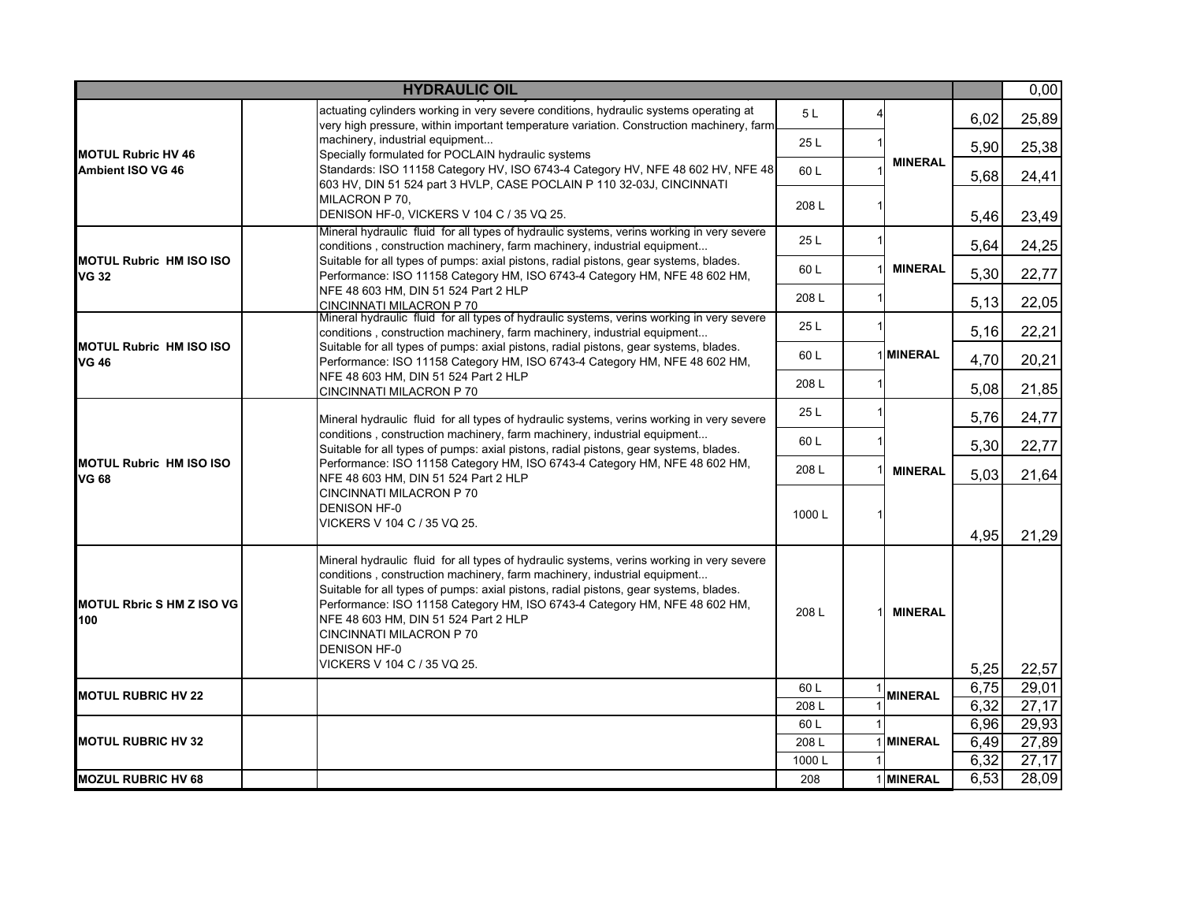| HYDRAULIC OIL | | | | | | | 0,00 |
|---|---|---|---|---|---|---|---|
| MOTUL Rubric HV 46 Ambient ISO VG 46 | | actuating cylinders working in very severe conditions, hydraulic systems operating at very high pressure, within important temperature variation. Construction machinery, farm machinery, industrial equipment... Specially formulated for POCLAIN hydraulic systems Standards: ISO 11158 Category HV, ISO 6743-4 Category HV, NFE 48 602 HV, NFE 48 603 HV, DIN 51 524 part 3 HVLP, CASE POCLAIN P 110 32-03J, CINCINNATI MILACRON P 70, DENISON HF-0, VICKERS V 104 C / 35 VQ 25. | 5 L | 4 | MINERAL | 6,02 | 25,89 |
| | | | 25 L | 1 | | 5,90 | 25,38 |
| | | | 60 L | 1 | | 5,68 | 24,41 |
| | | | 208 L | 1 | | 5,46 | 23,49 |
| MOTUL Rubric HM ISO ISO VG 32 | | Mineral hydraulic fluid for all types of hydraulic systems, verins working in very severe conditions , construction machinery, farm machinery, industrial equipment... Suitable for all types of pumps: axial pistons, radial pistons, gear systems, blades. Performance: ISO 11158 Category HM, ISO 6743-4 Category HM, NFE 48 602 HM, NFE 48 603 HM, DIN 51 524 Part 2 HLP CINCINNATI MILACRON P 70 | 25 L | 1 | MINERAL | 5,64 | 24,25 |
| | | | 60 L | 1 | | 5,30 | 22,77 |
| | | | 208 L | 1 | | 5,13 | 22,05 |
| MOTUL Rubric HM ISO ISO VG 46 | | Mineral hydraulic fluid for all types of hydraulic systems, verins working in very severe conditions , construction machinery, farm machinery, industrial equipment... Suitable for all types of pumps: axial pistons, radial pistons, gear systems, blades. Performance: ISO 11158 Category HM, ISO 6743-4 Category HM, NFE 48 602 HM, NFE 48 603 HM, DIN 51 524 Part 2 HLP CINCINNATI MILACRON P 70 | 25 L | 1 | MINERAL | 5,16 | 22,21 |
| | | | 60 L | 1 | | 4,70 | 20,21 |
| | | | 208 L | 1 | | 5,08 | 21,85 |
| MOTUL Rubric HM ISO ISO VG 68 | | Mineral hydraulic fluid for all types of hydraulic systems, verins working in very severe conditions , construction machinery, farm machinery, industrial equipment... Suitable for all types of pumps: axial pistons, radial pistons, gear systems, blades. Performance: ISO 11158 Category HM, ISO 6743-4 Category HM, NFE 48 602 HM, NFE 48 603 HM, DIN 51 524 Part 2 HLP CINCINNATI MILACRON P 70 DENISON HF-0 VICKERS V 104 C / 35 VQ 25. | 25 L | 1 | MINERAL | 5,76 | 24,77 |
| | | | 60 L | 1 | | 5,30 | 22,77 |
| | | | 208 L | 1 | | 5,03 | 21,64 |
| | | | 1000 L | 1 | | 4,95 | 21,29 |
| MOTUL Rbric S HM Z ISO VG 100 | | Mineral hydraulic fluid for all types of hydraulic systems, verins working in very severe conditions , construction machinery, farm machinery, industrial equipment... Suitable for all types of pumps: axial pistons, radial pistons, gear systems, blades. Performance: ISO 11158 Category HM, ISO 6743-4 Category HM, NFE 48 602 HM, NFE 48 603 HM, DIN 51 524 Part 2 HLP CINCINNATI MILACRON P 70 DENISON HF-0 VICKERS V 104 C / 35 VQ 25. | 208 L | 1 | MINERAL | 5,25 | 22,57 |
| MOTUL RUBRIC HV 22 | | | 60 L | 1 | MINERAL | 6,75 | 29,01 |
| | | | 208 L | 1 | | 6,32 | 27,17 |
| MOTUL RUBRIC HV 32 | | | 60 L | 1 | MINERAL | 6,96 | 29,93 |
| | | | 208 L | 1 | | 6,49 | 27,89 |
| | | | 1000 L | 1 | | 6,32 | 27,17 |
| MOZUL RUBRIC HV 68 | | | 208 | 1 | MINERAL | 6,53 | 28,09 |